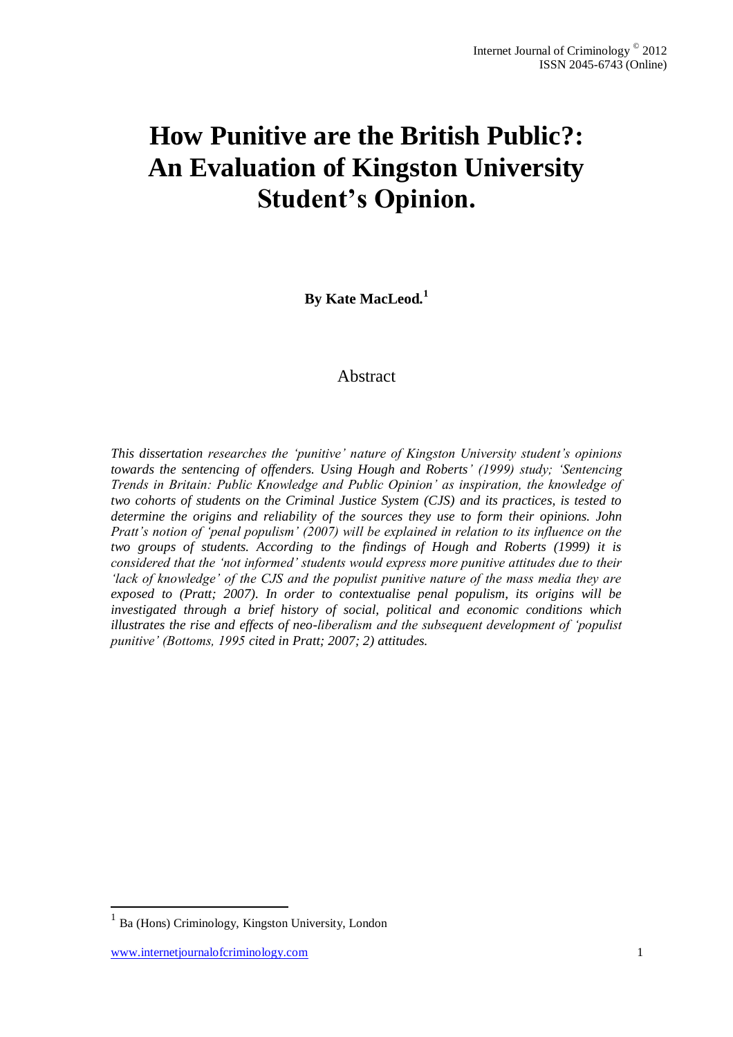# How Punitive are the British Public?: An Evaluation of Kingston University Student's Opinion.

**By Kate MacLeod.**[1]

## Abstract

*This dissertation researches the 'punitive' nature of Kingston University student's opinions towards the sentencing of offenders. Using Hough and Roberts' (1999) study; 'Sentencing Trends in Britain: Public Knowledge and Public Opinion' as inspiration, the knowledge of two cohorts of students on the Criminal Justice System (CJS) and its practices, is tested to determine the origins and reliability of the sources they use to form their opinions. John Pratt's notion of 'penal populism' (2007) will be explained in relation to its influence on the two groups of students. According to the findings of Hough and Roberts (1999) it is considered that the 'not informed' students would express more punitive attitudes due to their 'lack of knowledge' of the CJS and the populist punitive nature of the mass media they are exposed to (Pratt; 2007). In order to contextualise penal populism, its origins will be investigated through a brief history of social, political and economic conditions which illustrates the rise and effects of neo-liberalism and the subsequent development of 'populist punitive' (Bottoms, 1995 cited in Pratt; 2007; 2) attitudes.*

[1] Ba (Hons) Criminology, Kingston University, London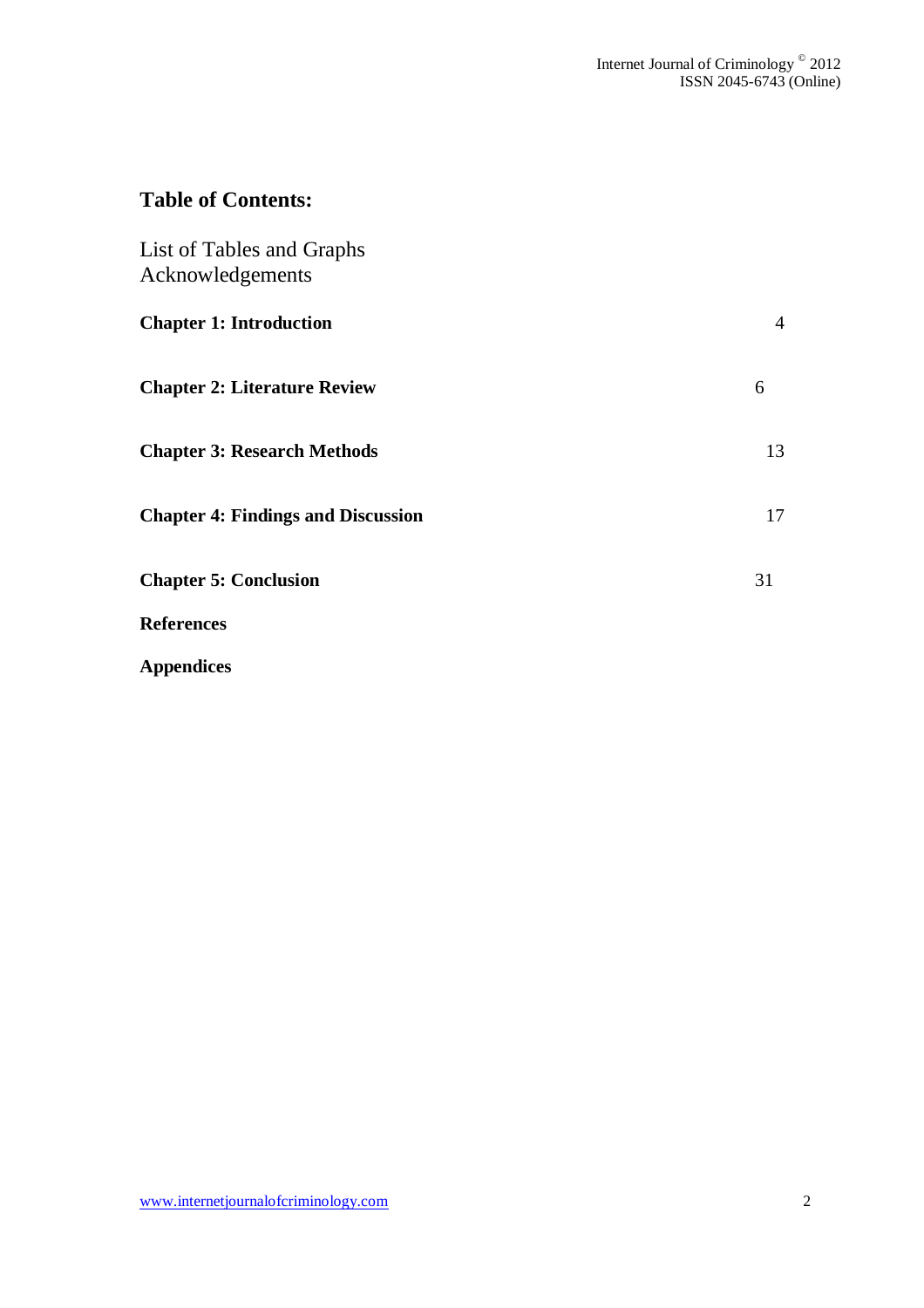## Table of Contents:

List of Tables and Graphs
Acknowledgements

| | |
|---|---|
| **Chapter 1: Introduction** | 4 |
| **Chapter 2: Literature Review** | 6 |
| **Chapter 3: Research Methods** | 13 |
| **Chapter 4: Findings and Discussion** | 17 |
| **Chapter 5: Conclusion** | 31 |
| **References** | |
| **Appendices** | |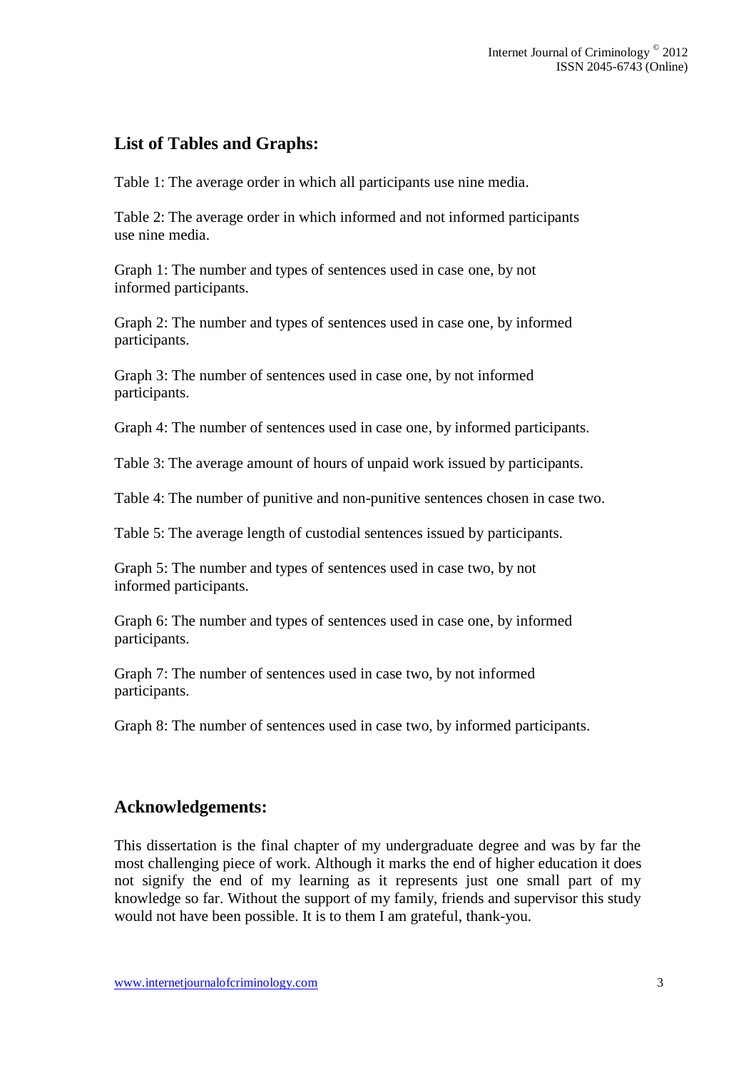## List of Tables and Graphs:

Table 1: The average order in which all participants use nine media.

Table 2: The average order in which informed and not informed participants use nine media.

Graph 1: The number and types of sentences used in case one, by not informed participants.

Graph 2: The number and types of sentences used in case one, by informed participants.

Graph 3: The number of sentences used in case one, by not informed participants.

Graph 4: The number of sentences used in case one, by informed participants.

Table 3: The average amount of hours of unpaid work issued by participants.

Table 4: The number of punitive and non-punitive sentences chosen in case two.

Table 5: The average length of custodial sentences issued by participants.

Graph 5: The number and types of sentences used in case two, by not informed participants.

Graph 6: The number and types of sentences used in case one, by informed participants.

Graph 7: The number of sentences used in case two, by not informed participants.

Graph 8: The number of sentences used in case two, by informed participants.

## Acknowledgements:

This dissertation is the final chapter of my undergraduate degree and was by far the most challenging piece of work. Although it marks the end of higher education it does not signify the end of my learning as it represents just one small part of my knowledge so far. Without the support of my family, friends and supervisor this study would not have been possible. It is to them I am grateful, thank-you.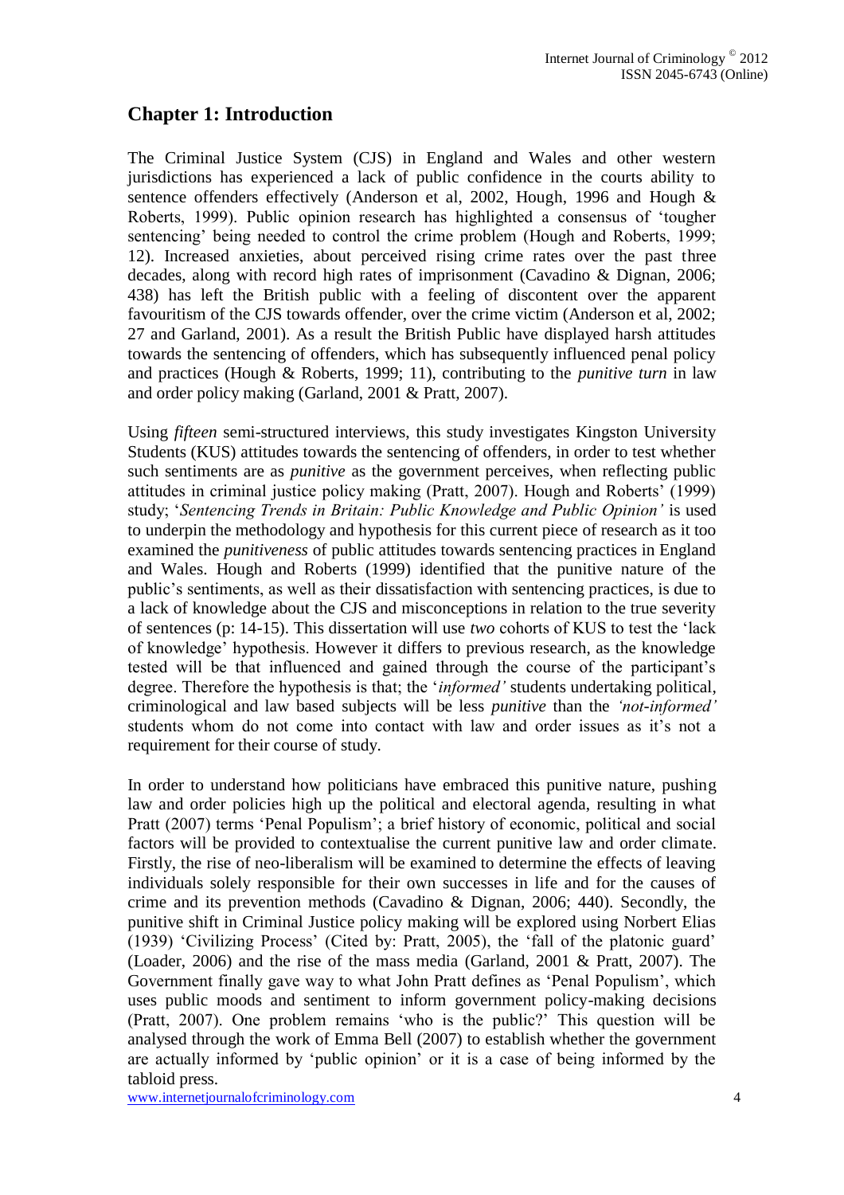## Chapter 1: Introduction

The Criminal Justice System (CJS) in England and Wales and other western jurisdictions has experienced a lack of public confidence in the courts ability to sentence offenders effectively (Anderson et al, 2002, Hough, 1996 and Hough & Roberts, 1999). Public opinion research has highlighted a consensus of 'tougher sentencing' being needed to control the crime problem (Hough and Roberts, 1999; 12). Increased anxieties, about perceived rising crime rates over the past three decades, along with record high rates of imprisonment (Cavadino & Dignan, 2006; 438) has left the British public with a feeling of discontent over the apparent favouritism of the CJS towards offender, over the crime victim (Anderson et al, 2002; 27 and Garland, 2001). As a result the British Public have displayed harsh attitudes towards the sentencing of offenders, which has subsequently influenced penal policy and practices (Hough & Roberts, 1999; 11), contributing to the *punitive turn* in law and order policy making (Garland, 2001 & Pratt, 2007).

Using *fifteen* semi-structured interviews, this study investigates Kingston University Students (KUS) attitudes towards the sentencing of offenders, in order to test whether such sentiments are as *punitive* as the government perceives, when reflecting public attitudes in criminal justice policy making (Pratt, 2007). Hough and Roberts' (1999) study; '*Sentencing Trends in Britain: Public Knowledge and Public Opinion'* is used to underpin the methodology and hypothesis for this current piece of research as it too examined the *punitiveness* of public attitudes towards sentencing practices in England and Wales. Hough and Roberts (1999) identified that the punitive nature of the public's sentiments, as well as their dissatisfaction with sentencing practices, is due to a lack of knowledge about the CJS and misconceptions in relation to the true severity of sentences (p: 14-15). This dissertation will use *two* cohorts of KUS to test the 'lack of knowledge' hypothesis. However it differs to previous research, as the knowledge tested will be that influenced and gained through the course of the participant's degree. Therefore the hypothesis is that; the '*informed'* students undertaking political, criminological and law based subjects will be less *punitive* than the *'not-informed'* students whom do not come into contact with law and order issues as it's not a requirement for their course of study.

In order to understand how politicians have embraced this punitive nature, pushing law and order policies high up the political and electoral agenda, resulting in what Pratt (2007) terms 'Penal Populism'; a brief history of economic, political and social factors will be provided to contextualise the current punitive law and order climate. Firstly, the rise of neo-liberalism will be examined to determine the effects of leaving individuals solely responsible for their own successes in life and for the causes of crime and its prevention methods (Cavadino & Dignan, 2006; 440). Secondly, the punitive shift in Criminal Justice policy making will be explored using Norbert Elias (1939) 'Civilizing Process' (Cited by: Pratt, 2005), the 'fall of the platonic guard' (Loader, 2006) and the rise of the mass media (Garland, 2001 & Pratt, 2007). The Government finally gave way to what John Pratt defines as 'Penal Populism', which uses public moods and sentiment to inform government policy-making decisions (Pratt, 2007). One problem remains 'who is the public?' This question will be analysed through the work of Emma Bell (2007) to establish whether the government are actually informed by 'public opinion' or it is a case of being informed by the tabloid press.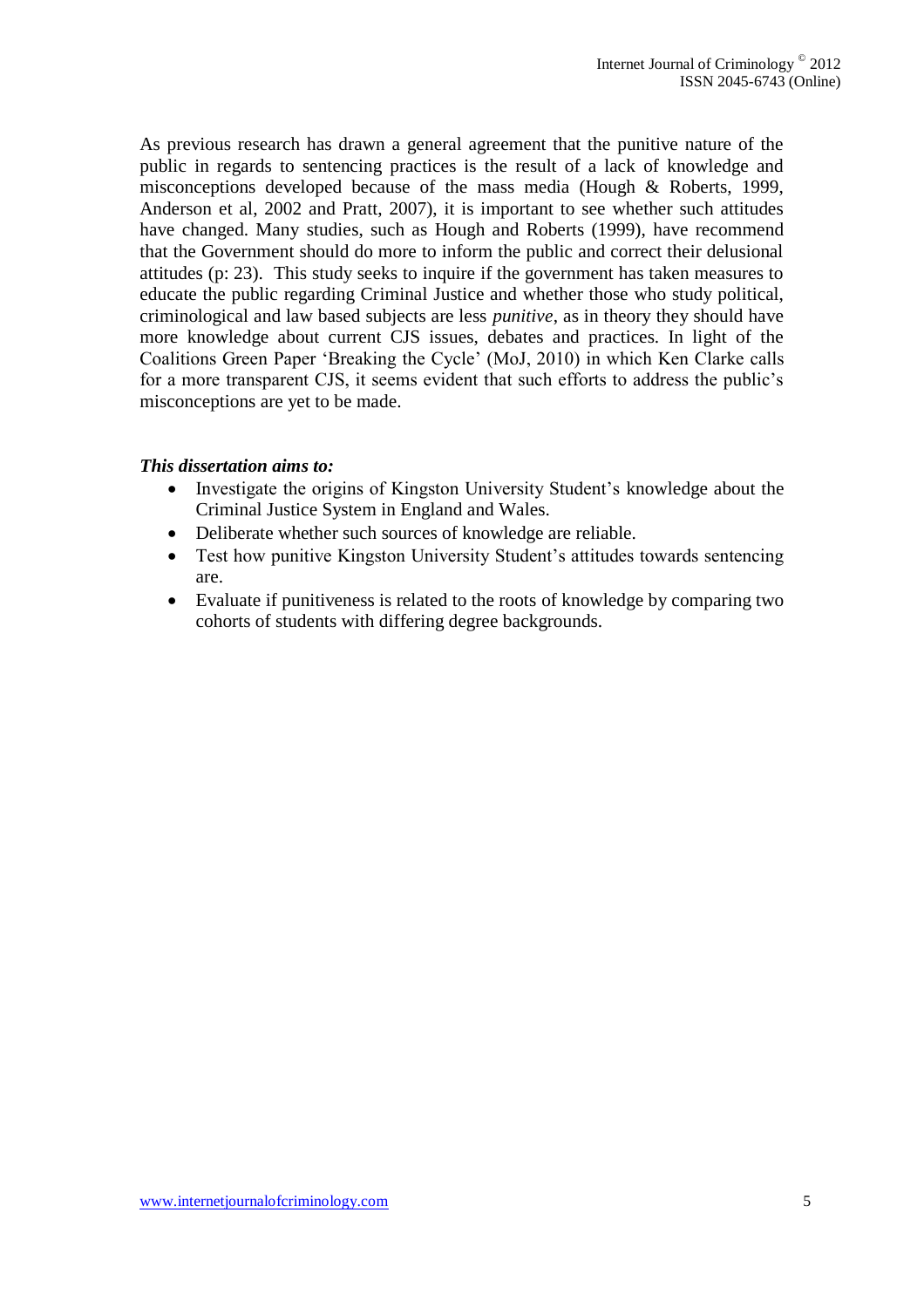As previous research has drawn a general agreement that the punitive nature of the public in regards to sentencing practices is the result of a lack of knowledge and misconceptions developed because of the mass media (Hough & Roberts, 1999, Anderson et al, 2002 and Pratt, 2007), it is important to see whether such attitudes have changed. Many studies, such as Hough and Roberts (1999), have recommend that the Government should do more to inform the public and correct their delusional attitudes (p: 23). This study seeks to inquire if the government has taken measures to educate the public regarding Criminal Justice and whether those who study political, criminological and law based subjects are less *punitive*, as in theory they should have more knowledge about current CJS issues, debates and practices. In light of the Coalitions Green Paper 'Breaking the Cycle' (MoJ, 2010) in which Ken Clarke calls for a more transparent CJS, it seems evident that such efforts to address the public's misconceptions are yet to be made.

***This dissertation aims to:***

- Investigate the origins of Kingston University Student's knowledge about the Criminal Justice System in England and Wales.
- Deliberate whether such sources of knowledge are reliable.
- Test how punitive Kingston University Student's attitudes towards sentencing are.
- Evaluate if punitiveness is related to the roots of knowledge by comparing two cohorts of students with differing degree backgrounds.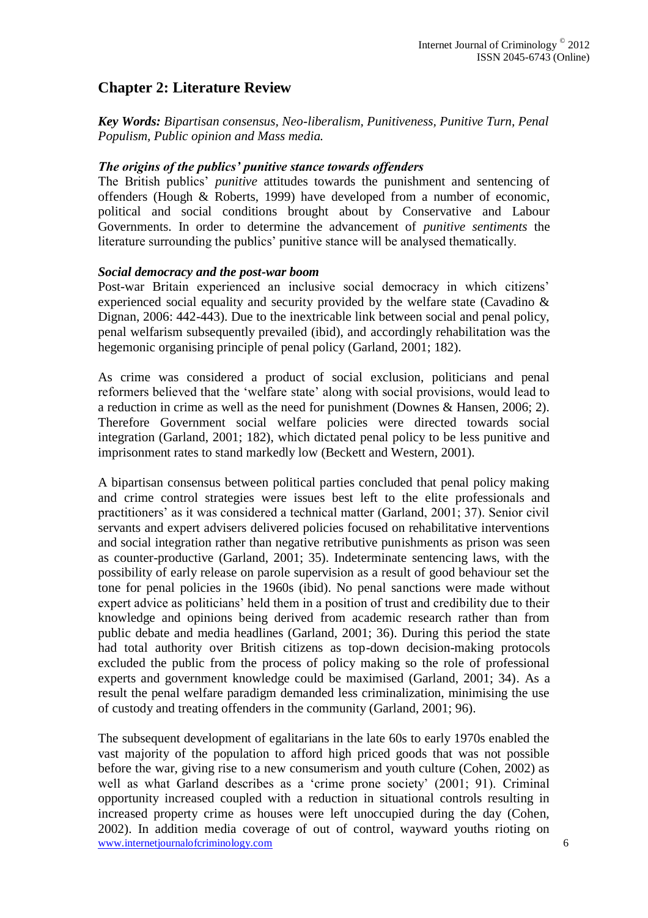## Chapter 2: Literature Review

***Key Words:*** *Bipartisan consensus, Neo-liberalism, Punitiveness, Punitive Turn, Penal Populism, Public opinion and Mass media.*

### *The origins of the publics' punitive stance towards offenders*

The British publics' *punitive* attitudes towards the punishment and sentencing of offenders (Hough & Roberts, 1999) have developed from a number of economic, political and social conditions brought about by Conservative and Labour Governments. In order to determine the advancement of *punitive sentiments* the literature surrounding the publics' punitive stance will be analysed thematically.

### *Social democracy and the post-war boom*

Post-war Britain experienced an inclusive social democracy in which citizens' experienced social equality and security provided by the welfare state (Cavadino & Dignan, 2006: 442-443). Due to the inextricable link between social and penal policy, penal welfarism subsequently prevailed (ibid), and accordingly rehabilitation was the hegemonic organising principle of penal policy (Garland, 2001; 182).

As crime was considered a product of social exclusion, politicians and penal reformers believed that the 'welfare state' along with social provisions, would lead to a reduction in crime as well as the need for punishment (Downes & Hansen, 2006; 2). Therefore Government social welfare policies were directed towards social integration (Garland, 2001; 182), which dictated penal policy to be less punitive and imprisonment rates to stand markedly low (Beckett and Western, 2001).

A bipartisan consensus between political parties concluded that penal policy making and crime control strategies were issues best left to the elite professionals and practitioners' as it was considered a technical matter (Garland, 2001; 37). Senior civil servants and expert advisers delivered policies focused on rehabilitative interventions and social integration rather than negative retributive punishments as prison was seen as counter-productive (Garland, 2001; 35). Indeterminate sentencing laws, with the possibility of early release on parole supervision as a result of good behaviour set the tone for penal policies in the 1960s (ibid). No penal sanctions were made without expert advice as politicians' held them in a position of trust and credibility due to their knowledge and opinions being derived from academic research rather than from public debate and media headlines (Garland, 2001; 36). During this period the state had total authority over British citizens as top-down decision-making protocols excluded the public from the process of policy making so the role of professional experts and government knowledge could be maximised (Garland, 2001; 34). As a result the penal welfare paradigm demanded less criminalization, minimising the use of custody and treating offenders in the community (Garland, 2001; 96).

The subsequent development of egalitarians in the late 60s to early 1970s enabled the vast majority of the population to afford high priced goods that was not possible before the war, giving rise to a new consumerism and youth culture (Cohen, 2002) as well as what Garland describes as a 'crime prone society' (2001; 91). Criminal opportunity increased coupled with a reduction in situational controls resulting in increased property crime as houses were left unoccupied during the day (Cohen, 2002). In addition media coverage of out of control, wayward youths rioting on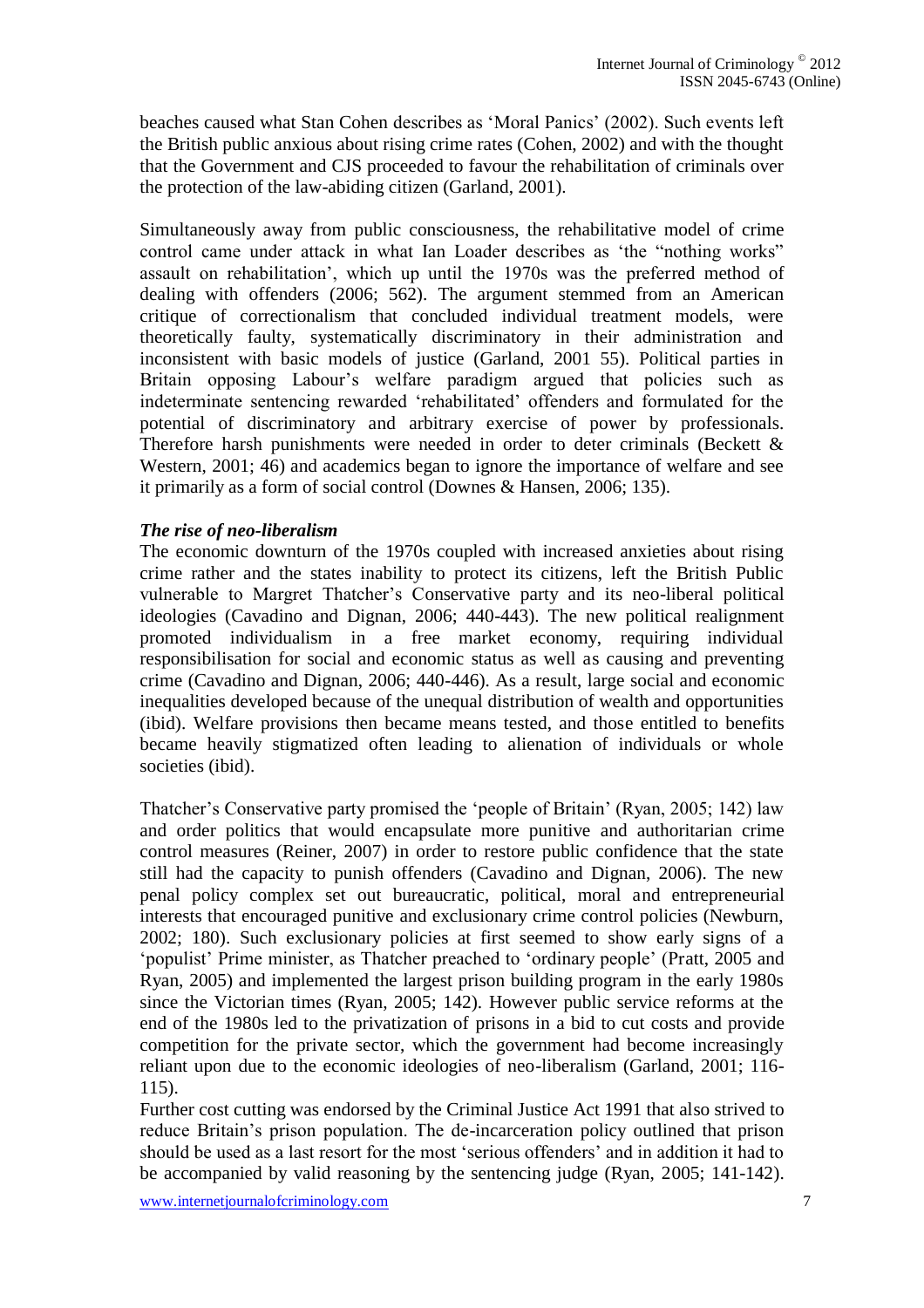beaches caused what Stan Cohen describes as 'Moral Panics' (2002). Such events left the British public anxious about rising crime rates (Cohen, 2002) and with the thought that the Government and CJS proceeded to favour the rehabilitation of criminals over the protection of the law-abiding citizen (Garland, 2001).

Simultaneously away from public consciousness, the rehabilitative model of crime control came under attack in what Ian Loader describes as 'the "nothing works" assault on rehabilitation', which up until the 1970s was the preferred method of dealing with offenders (2006; 562). The argument stemmed from an American critique of correctionalism that concluded individual treatment models, were theoretically faulty, systematically discriminatory in their administration and inconsistent with basic models of justice (Garland, 2001 55). Political parties in Britain opposing Labour's welfare paradigm argued that policies such as indeterminate sentencing rewarded 'rehabilitated' offenders and formulated for the potential of discriminatory and arbitrary exercise of power by professionals. Therefore harsh punishments were needed in order to deter criminals (Beckett & Western, 2001; 46) and academics began to ignore the importance of welfare and see it primarily as a form of social control (Downes & Hansen, 2006; 135).

***The rise of neo-liberalism***

The economic downturn of the 1970s coupled with increased anxieties about rising crime rather and the states inability to protect its citizens, left the British Public vulnerable to Margret Thatcher's Conservative party and its neo-liberal political ideologies (Cavadino and Dignan, 2006; 440-443). The new political realignment promoted individualism in a free market economy, requiring individual responsibilisation for social and economic status as well as causing and preventing crime (Cavadino and Dignan, 2006; 440-446). As a result, large social and economic inequalities developed because of the unequal distribution of wealth and opportunities (ibid). Welfare provisions then became means tested, and those entitled to benefits became heavily stigmatized often leading to alienation of individuals or whole societies (ibid).

Thatcher's Conservative party promised the 'people of Britain' (Ryan, 2005; 142) law and order politics that would encapsulate more punitive and authoritarian crime control measures (Reiner, 2007) in order to restore public confidence that the state still had the capacity to punish offenders (Cavadino and Dignan, 2006). The new penal policy complex set out bureaucratic, political, moral and entrepreneurial interests that encouraged punitive and exclusionary crime control policies (Newburn, 2002; 180). Such exclusionary policies at first seemed to show early signs of a 'populist' Prime minister, as Thatcher preached to 'ordinary people' (Pratt, 2005 and Ryan, 2005) and implemented the largest prison building program in the early 1980s since the Victorian times (Ryan, 2005; 142). However public service reforms at the end of the 1980s led to the privatization of prisons in a bid to cut costs and provide competition for the private sector, which the government had become increasingly reliant upon due to the economic ideologies of neo-liberalism (Garland, 2001; 116-115).

Further cost cutting was endorsed by the Criminal Justice Act 1991 that also strived to reduce Britain's prison population. The de-incarceration policy outlined that prison should be used as a last resort for the most 'serious offenders' and in addition it had to be accompanied by valid reasoning by the sentencing judge (Ryan, 2005; 141-142).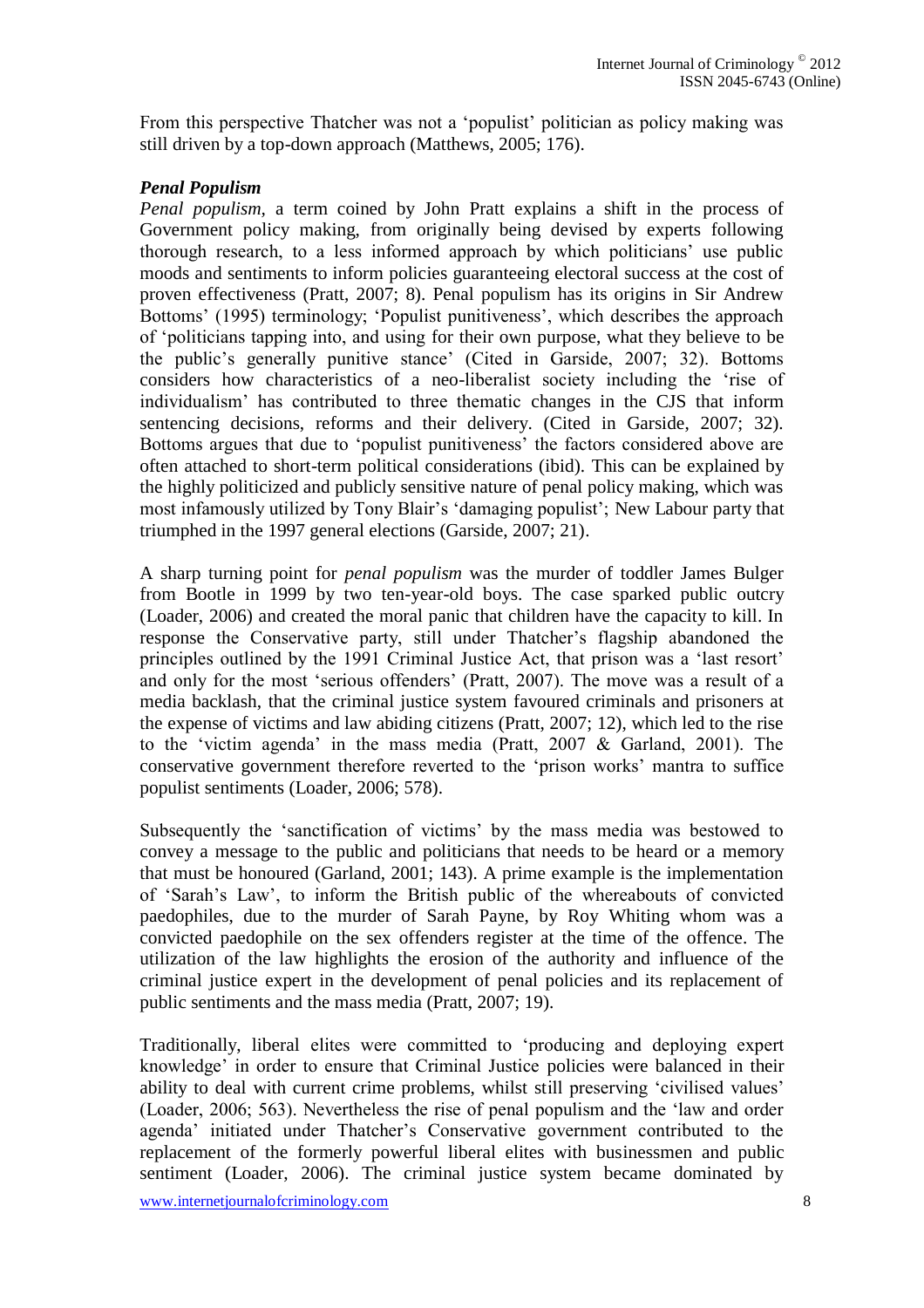From this perspective Thatcher was not a 'populist' politician as policy making was still driven by a top-down approach (Matthews, 2005; 176).

***Penal Populism***

*Penal populism,* a term coined by John Pratt explains a shift in the process of Government policy making, from originally being devised by experts following thorough research, to a less informed approach by which politicians' use public moods and sentiments to inform policies guaranteeing electoral success at the cost of proven effectiveness (Pratt, 2007; 8). Penal populism has its origins in Sir Andrew Bottoms' (1995) terminology; 'Populist punitiveness', which describes the approach of 'politicians tapping into, and using for their own purpose, what they believe to be the public's generally punitive stance' (Cited in Garside, 2007; 32). Bottoms considers how characteristics of a neo-liberalist society including the 'rise of individualism' has contributed to three thematic changes in the CJS that inform sentencing decisions, reforms and their delivery. (Cited in Garside, 2007; 32). Bottoms argues that due to 'populist punitiveness' the factors considered above are often attached to short-term political considerations (ibid). This can be explained by the highly politicized and publicly sensitive nature of penal policy making, which was most infamously utilized by Tony Blair's 'damaging populist'; New Labour party that triumphed in the 1997 general elections (Garside, 2007; 21).

A sharp turning point for *penal populism* was the murder of toddler James Bulger from Bootle in 1999 by two ten-year-old boys. The case sparked public outcry (Loader, 2006) and created the moral panic that children have the capacity to kill. In response the Conservative party, still under Thatcher's flagship abandoned the principles outlined by the 1991 Criminal Justice Act, that prison was a 'last resort' and only for the most 'serious offenders' (Pratt, 2007). The move was a result of a media backlash, that the criminal justice system favoured criminals and prisoners at the expense of victims and law abiding citizens (Pratt, 2007; 12), which led to the rise to the 'victim agenda' in the mass media (Pratt, 2007 & Garland, 2001). The conservative government therefore reverted to the 'prison works' mantra to suffice populist sentiments (Loader, 2006; 578).

Subsequently the 'sanctification of victims' by the mass media was bestowed to convey a message to the public and politicians that needs to be heard or a memory that must be honoured (Garland, 2001; 143). A prime example is the implementation of 'Sarah's Law', to inform the British public of the whereabouts of convicted paedophiles, due to the murder of Sarah Payne, by Roy Whiting whom was a convicted paedophile on the sex offenders register at the time of the offence. The utilization of the law highlights the erosion of the authority and influence of the criminal justice expert in the development of penal policies and its replacement of public sentiments and the mass media (Pratt, 2007; 19).

Traditionally, liberal elites were committed to 'producing and deploying expert knowledge' in order to ensure that Criminal Justice policies were balanced in their ability to deal with current crime problems, whilst still preserving 'civilised values' (Loader, 2006; 563). Nevertheless the rise of penal populism and the 'law and order agenda' initiated under Thatcher's Conservative government contributed to the replacement of the formerly powerful liberal elites with businessmen and public sentiment (Loader, 2006). The criminal justice system became dominated by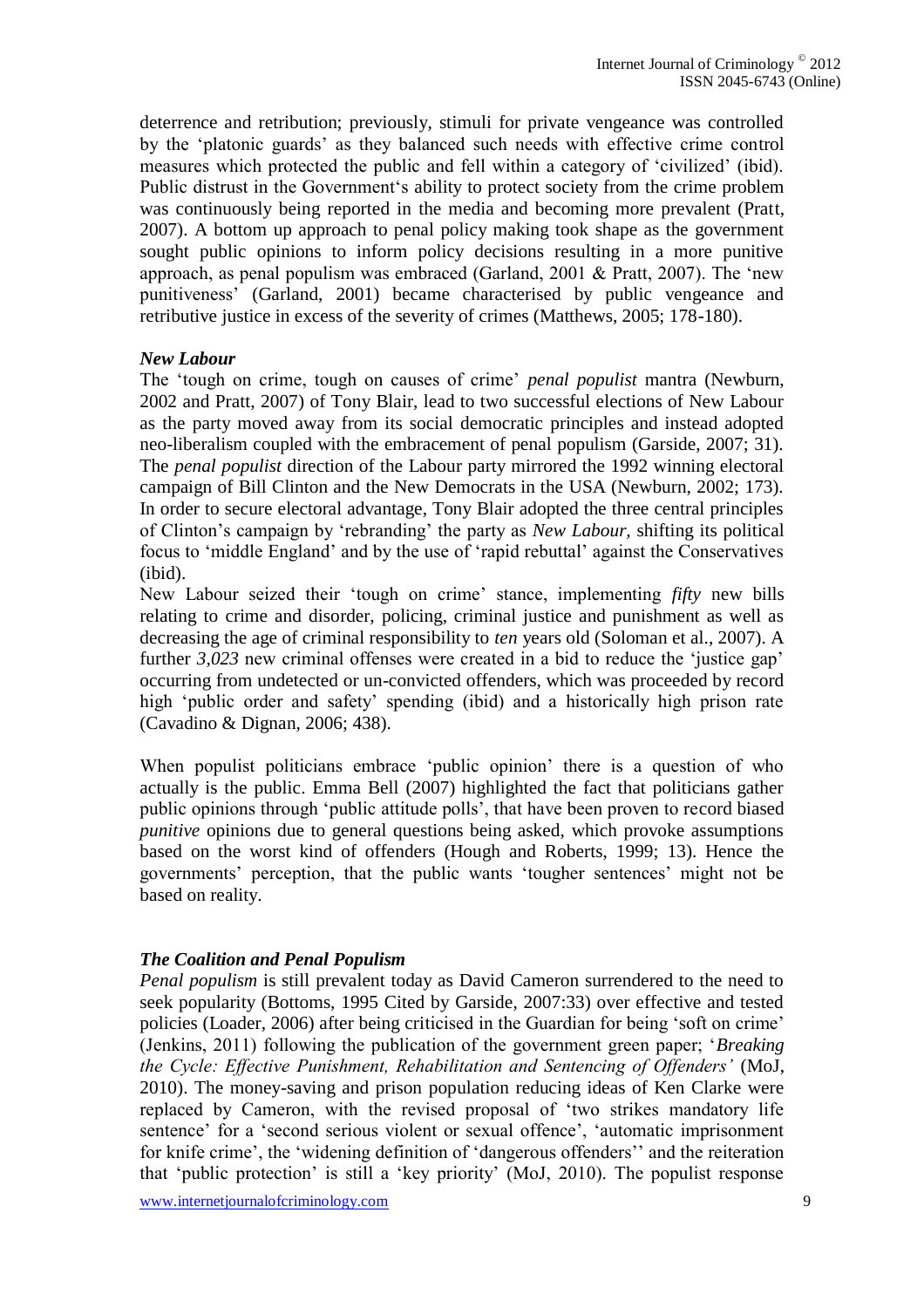deterrence and retribution; previously, stimuli for private vengeance was controlled by the 'platonic guards' as they balanced such needs with effective crime control measures which protected the public and fell within a category of 'civilized' (ibid). Public distrust in the Government's ability to protect society from the crime problem was continuously being reported in the media and becoming more prevalent (Pratt, 2007). A bottom up approach to penal policy making took shape as the government sought public opinions to inform policy decisions resulting in a more punitive approach, as penal populism was embraced (Garland, 2001 & Pratt, 2007). The 'new punitiveness' (Garland, 2001) became characterised by public vengeance and retributive justice in excess of the severity of crimes (Matthews, 2005; 178-180).

### *New Labour*

The 'tough on crime, tough on causes of crime' *penal populist* mantra (Newburn, 2002 and Pratt, 2007) of Tony Blair, lead to two successful elections of New Labour as the party moved away from its social democratic principles and instead adopted neo-liberalism coupled with the embracement of penal populism (Garside, 2007; 31). The *penal populist* direction of the Labour party mirrored the 1992 winning electoral campaign of Bill Clinton and the New Democrats in the USA (Newburn, 2002; 173). In order to secure electoral advantage, Tony Blair adopted the three central principles of Clinton's campaign by 'rebranding' the party as *New Labour,* shifting its political focus to 'middle England' and by the use of 'rapid rebuttal' against the Conservatives (ibid).

New Labour seized their 'tough on crime' stance, implementing *fifty* new bills relating to crime and disorder, policing, criminal justice and punishment as well as decreasing the age of criminal responsibility to *ten* years old (Soloman et al., 2007). A further *3,023* new criminal offenses were created in a bid to reduce the 'justice gap' occurring from undetected or un-convicted offenders, which was proceeded by record high 'public order and safety' spending (ibid) and a historically high prison rate (Cavadino & Dignan, 2006; 438).

When populist politicians embrace 'public opinion' there is a question of who actually is the public. Emma Bell (2007) highlighted the fact that politicians gather public opinions through 'public attitude polls', that have been proven to record biased *punitive* opinions due to general questions being asked, which provoke assumptions based on the worst kind of offenders (Hough and Roberts, 1999; 13). Hence the governments' perception, that the public wants 'tougher sentences' might not be based on reality.

### *The Coalition and Penal Populism*

*Penal populism* is still prevalent today as David Cameron surrendered to the need to seek popularity (Bottoms, 1995 Cited by Garside, 2007:33) over effective and tested policies (Loader, 2006) after being criticised in the Guardian for being 'soft on crime' (Jenkins, 2011) following the publication of the government green paper; '*Breaking the Cycle: Effective Punishment, Rehabilitation and Sentencing of Offenders'* (MoJ, 2010). The money-saving and prison population reducing ideas of Ken Clarke were replaced by Cameron, with the revised proposal of 'two strikes mandatory life sentence' for a 'second serious violent or sexual offence', 'automatic imprisonment for knife crime', the 'widening definition of 'dangerous offenders'' and the reiteration that 'public protection' is still a 'key priority' (MoJ, 2010). The populist response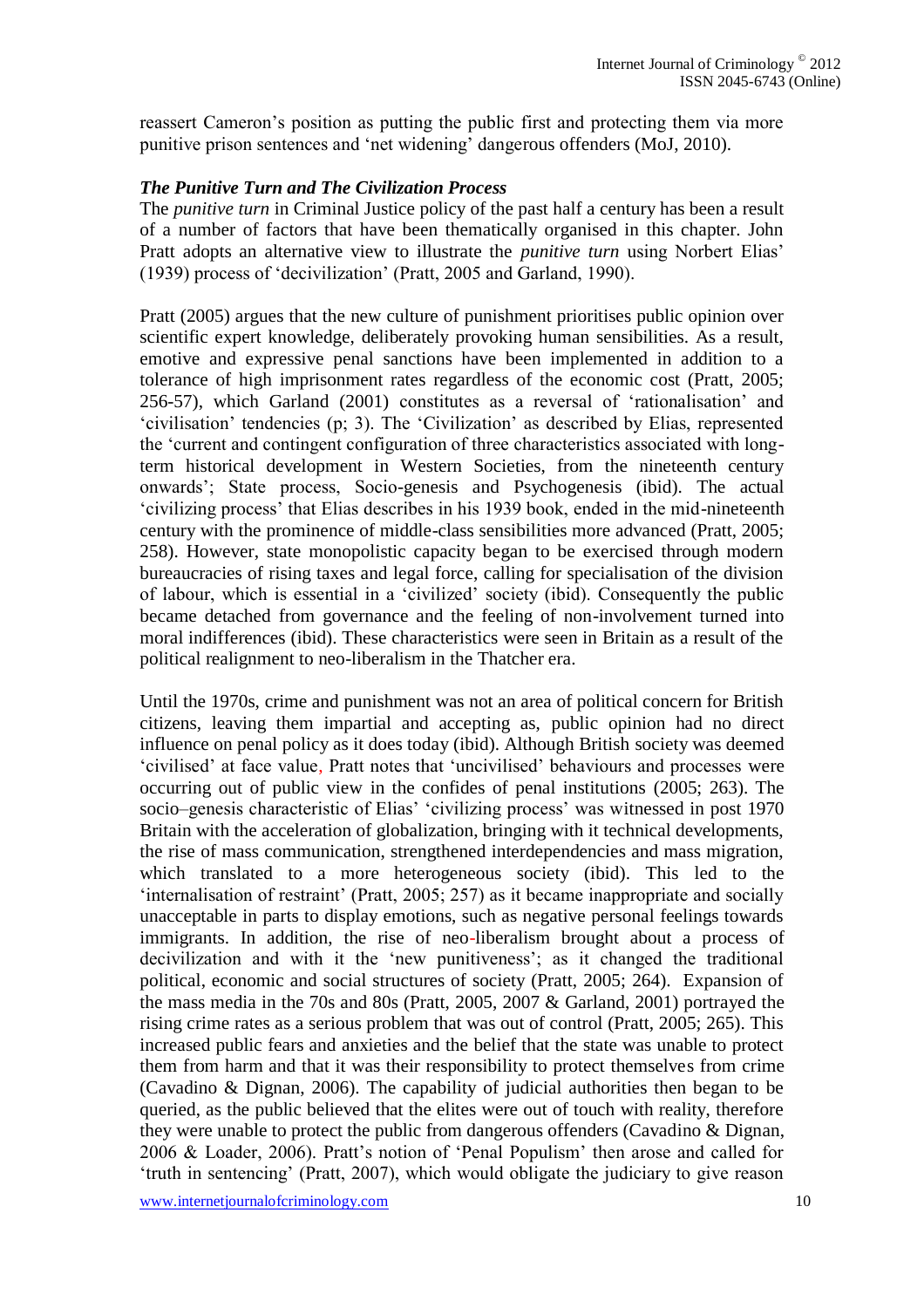reassert Cameron's position as putting the public first and protecting them via more punitive prison sentences and 'net widening' dangerous offenders (MoJ, 2010).

***The Punitive Turn and The Civilization Process***

The *punitive turn* in Criminal Justice policy of the past half a century has been a result of a number of factors that have been thematically organised in this chapter. John Pratt adopts an alternative view to illustrate the *punitive turn* using Norbert Elias' (1939) process of 'decivilization' (Pratt, 2005 and Garland, 1990).

Pratt (2005) argues that the new culture of punishment prioritises public opinion over scientific expert knowledge, deliberately provoking human sensibilities. As a result, emotive and expressive penal sanctions have been implemented in addition to a tolerance of high imprisonment rates regardless of the economic cost (Pratt, 2005; 256-57), which Garland (2001) constitutes as a reversal of 'rationalisation' and 'civilisation' tendencies (p; 3). The 'Civilization' as described by Elias, represented the 'current and contingent configuration of three characteristics associated with long-term historical development in Western Societies, from the nineteenth century onwards'; State process, Socio-genesis and Psychogenesis (ibid). The actual 'civilizing process' that Elias describes in his 1939 book, ended in the mid-nineteenth century with the prominence of middle-class sensibilities more advanced (Pratt, 2005; 258). However, state monopolistic capacity began to be exercised through modern bureaucracies of rising taxes and legal force, calling for specialisation of the division of labour, which is essential in a 'civilized' society (ibid). Consequently the public became detached from governance and the feeling of non-involvement turned into moral indifferences (ibid). These characteristics were seen in Britain as a result of the political realignment to neo-liberalism in the Thatcher era.

Until the 1970s, crime and punishment was not an area of political concern for British citizens, leaving them impartial and accepting as, public opinion had no direct influence on penal policy as it does today (ibid). Although British society was deemed 'civilised' at face value, Pratt notes that 'uncivilised' behaviours and processes were occurring out of public view in the confides of penal institutions (2005; 263). The socio–genesis characteristic of Elias' 'civilizing process' was witnessed in post 1970 Britain with the acceleration of globalization, bringing with it technical developments, the rise of mass communication, strengthened interdependencies and mass migration, which translated to a more heterogeneous society (ibid). This led to the 'internalisation of restraint' (Pratt, 2005; 257) as it became inappropriate and socially unacceptable in parts to display emotions, such as negative personal feelings towards immigrants. In addition, the rise of neo-liberalism brought about a process of decivilization and with it the 'new punitiveness'; as it changed the traditional political, economic and social structures of society (Pratt, 2005; 264). Expansion of the mass media in the 70s and 80s (Pratt, 2005, 2007 & Garland, 2001) portrayed the rising crime rates as a serious problem that was out of control (Pratt, 2005; 265). This increased public fears and anxieties and the belief that the state was unable to protect them from harm and that it was their responsibility to protect themselves from crime (Cavadino & Dignan, 2006). The capability of judicial authorities then began to be queried, as the public believed that the elites were out of touch with reality, therefore they were unable to protect the public from dangerous offenders (Cavadino & Dignan, 2006 & Loader, 2006). Pratt's notion of 'Penal Populism' then arose and called for 'truth in sentencing' (Pratt, 2007), which would obligate the judiciary to give reason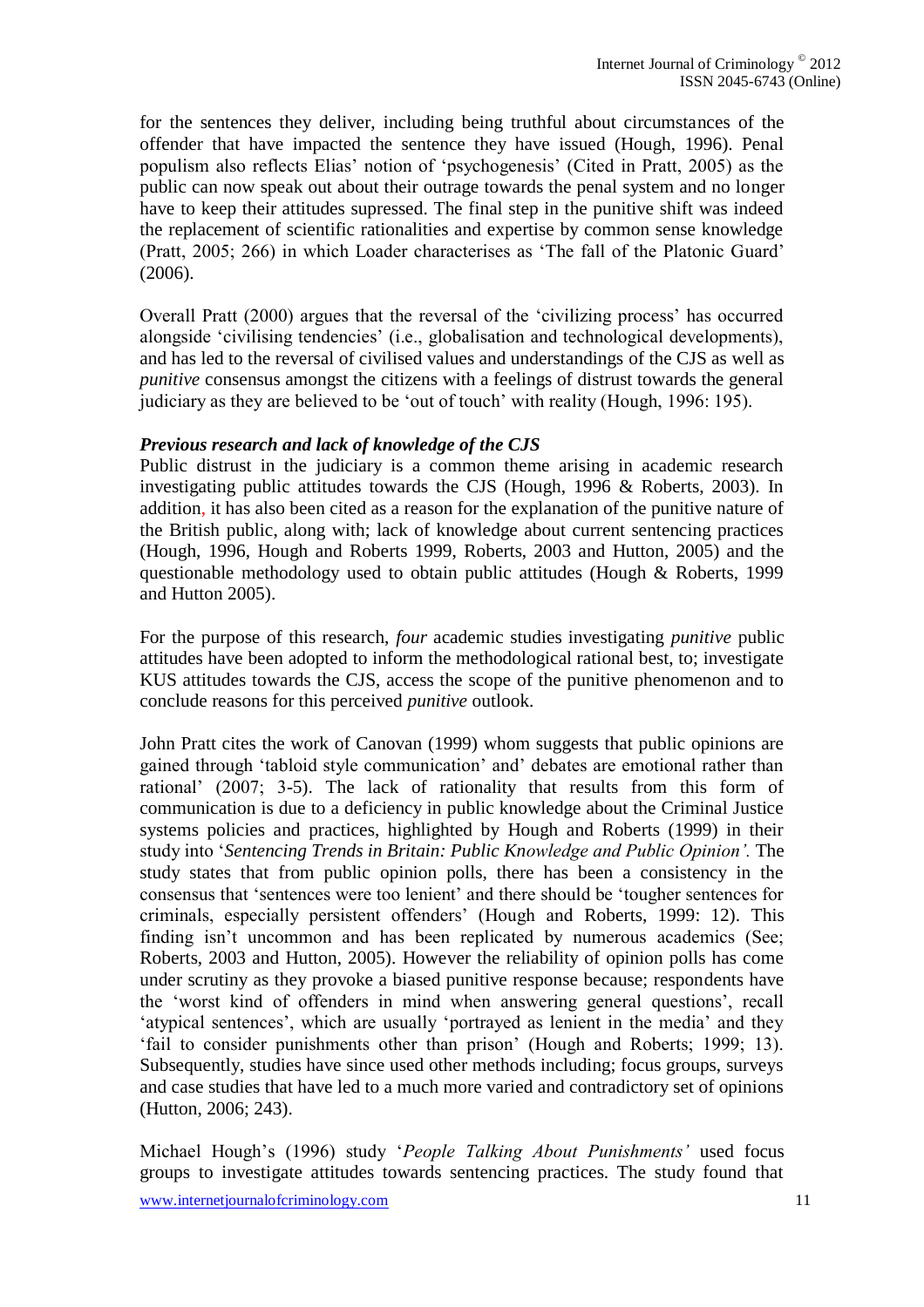for the sentences they deliver, including being truthful about circumstances of the offender that have impacted the sentence they have issued (Hough, 1996). Penal populism also reflects Elias' notion of 'psychogenesis' (Cited in Pratt, 2005) as the public can now speak out about their outrage towards the penal system and no longer have to keep their attitudes supressed. The final step in the punitive shift was indeed the replacement of scientific rationalities and expertise by common sense knowledge (Pratt, 2005; 266) in which Loader characterises as 'The fall of the Platonic Guard' (2006).

Overall Pratt (2000) argues that the reversal of the 'civilizing process' has occurred alongside 'civilising tendencies' (i.e., globalisation and technological developments), and has led to the reversal of civilised values and understandings of the CJS as well as *punitive* consensus amongst the citizens with a feelings of distrust towards the general judiciary as they are believed to be 'out of touch' with reality (Hough, 1996: 195).

***Previous research and lack of knowledge of the CJS***

Public distrust in the judiciary is a common theme arising in academic research investigating public attitudes towards the CJS (Hough, 1996 & Roberts, 2003). In addition, it has also been cited as a reason for the explanation of the punitive nature of the British public, along with; lack of knowledge about current sentencing practices (Hough, 1996, Hough and Roberts 1999, Roberts, 2003 and Hutton, 2005) and the questionable methodology used to obtain public attitudes (Hough & Roberts, 1999 and Hutton 2005).

For the purpose of this research, *four* academic studies investigating *punitive* public attitudes have been adopted to inform the methodological rational best, to; investigate KUS attitudes towards the CJS, access the scope of the punitive phenomenon and to conclude reasons for this perceived *punitive* outlook.

John Pratt cites the work of Canovan (1999) whom suggests that public opinions are gained through 'tabloid style communication' and' debates are emotional rather than rational' (2007; 3-5). The lack of rationality that results from this form of communication is due to a deficiency in public knowledge about the Criminal Justice systems policies and practices, highlighted by Hough and Roberts (1999) in their study into '*Sentencing Trends in Britain: Public Knowledge and Public Opinion'*. The study states that from public opinion polls, there has been a consistency in the consensus that 'sentences were too lenient' and there should be 'tougher sentences for criminals, especially persistent offenders' (Hough and Roberts, 1999: 12). This finding isn't uncommon and has been replicated by numerous academics (See; Roberts, 2003 and Hutton, 2005). However the reliability of opinion polls has come under scrutiny as they provoke a biased punitive response because; respondents have the 'worst kind of offenders in mind when answering general questions', recall 'atypical sentences', which are usually 'portrayed as lenient in the media' and they 'fail to consider punishments other than prison' (Hough and Roberts; 1999; 13). Subsequently, studies have since used other methods including; focus groups, surveys and case studies that have led to a much more varied and contradictory set of opinions (Hutton, 2006; 243).

Michael Hough's (1996) study '*People Talking About Punishments'* used focus groups to investigate attitudes towards sentencing practices. The study found that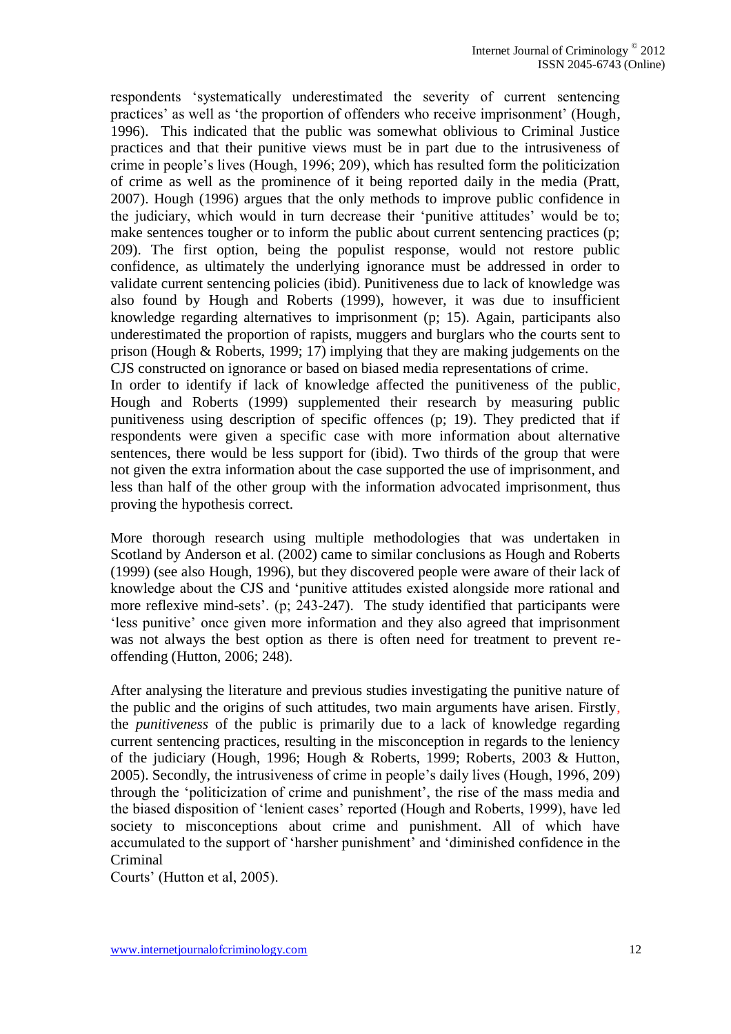respondents 'systematically underestimated the severity of current sentencing practices' as well as 'the proportion of offenders who receive imprisonment' (Hough, 1996). This indicated that the public was somewhat oblivious to Criminal Justice practices and that their punitive views must be in part due to the intrusiveness of crime in people's lives (Hough, 1996; 209), which has resulted form the politicization of crime as well as the prominence of it being reported daily in the media (Pratt, 2007). Hough (1996) argues that the only methods to improve public confidence in the judiciary, which would in turn decrease their 'punitive attitudes' would be to; make sentences tougher or to inform the public about current sentencing practices (p; 209). The first option, being the populist response, would not restore public confidence, as ultimately the underlying ignorance must be addressed in order to validate current sentencing policies (ibid). Punitiveness due to lack of knowledge was also found by Hough and Roberts (1999), however, it was due to insufficient knowledge regarding alternatives to imprisonment (p; 15). Again, participants also underestimated the proportion of rapists, muggers and burglars who the courts sent to prison (Hough & Roberts, 1999; 17) implying that they are making judgements on the CJS constructed on ignorance or based on biased media representations of crime.
In order to identify if lack of knowledge affected the punitiveness of the public, Hough and Roberts (1999) supplemented their research by measuring public punitiveness using description of specific offences (p; 19). They predicted that if respondents were given a specific case with more information about alternative sentences, there would be less support for (ibid). Two thirds of the group that were not given the extra information about the case supported the use of imprisonment, and less than half of the other group with the information advocated imprisonment, thus proving the hypothesis correct.

More thorough research using multiple methodologies that was undertaken in Scotland by Anderson et al. (2002) came to similar conclusions as Hough and Roberts (1999) (see also Hough, 1996), but they discovered people were aware of their lack of knowledge about the CJS and 'punitive attitudes existed alongside more rational and more reflexive mind-sets'. (p; 243-247). The study identified that participants were 'less punitive' once given more information and they also agreed that imprisonment was not always the best option as there is often need for treatment to prevent re-offending (Hutton, 2006; 248).

After analysing the literature and previous studies investigating the punitive nature of the public and the origins of such attitudes, two main arguments have arisen. Firstly, the *punitiveness* of the public is primarily due to a lack of knowledge regarding current sentencing practices, resulting in the misconception in regards to the leniency of the judiciary (Hough, 1996; Hough & Roberts, 1999; Roberts, 2003 & Hutton, 2005). Secondly, the intrusiveness of crime in people's daily lives (Hough, 1996, 209) through the 'politicization of crime and punishment', the rise of the mass media and the biased disposition of 'lenient cases' reported (Hough and Roberts, 1999), have led society to misconceptions about crime and punishment. All of which have accumulated to the support of 'harsher punishment' and 'diminished confidence in the Criminal
Courts' (Hutton et al, 2005).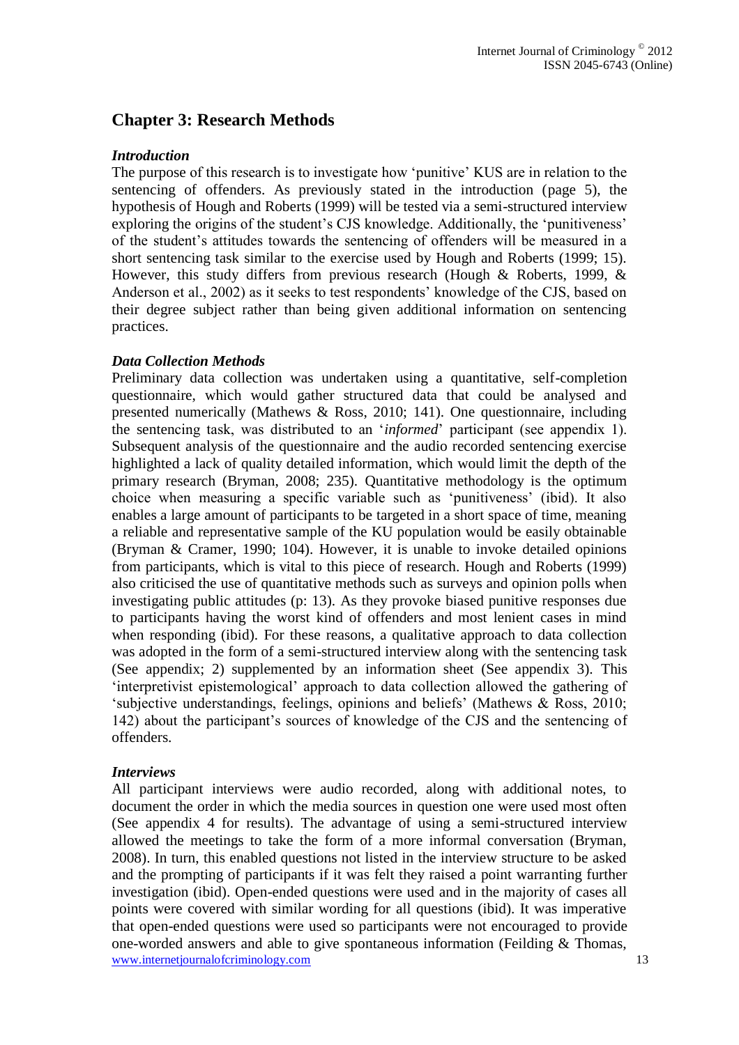## Chapter 3: Research Methods

### *Introduction*

The purpose of this research is to investigate how 'punitive' KUS are in relation to the sentencing of offenders. As previously stated in the introduction (page 5), the hypothesis of Hough and Roberts (1999) will be tested via a semi-structured interview exploring the origins of the student's CJS knowledge. Additionally, the 'punitiveness' of the student's attitudes towards the sentencing of offenders will be measured in a short sentencing task similar to the exercise used by Hough and Roberts (1999; 15). However, this study differs from previous research (Hough & Roberts, 1999, & Anderson et al., 2002) as it seeks to test respondents' knowledge of the CJS, based on their degree subject rather than being given additional information on sentencing practices.

### *Data Collection Methods*

Preliminary data collection was undertaken using a quantitative, self-completion questionnaire, which would gather structured data that could be analysed and presented numerically (Mathews & Ross, 2010; 141). One questionnaire, including the sentencing task, was distributed to an '*informed*' participant (see appendix 1). Subsequent analysis of the questionnaire and the audio recorded sentencing exercise highlighted a lack of quality detailed information, which would limit the depth of the primary research (Bryman, 2008; 235). Quantitative methodology is the optimum choice when measuring a specific variable such as 'punitiveness' (ibid). It also enables a large amount of participants to be targeted in a short space of time, meaning a reliable and representative sample of the KU population would be easily obtainable (Bryman & Cramer, 1990; 104). However, it is unable to invoke detailed opinions from participants, which is vital to this piece of research. Hough and Roberts (1999) also criticised the use of quantitative methods such as surveys and opinion polls when investigating public attitudes (p: 13). As they provoke biased punitive responses due to participants having the worst kind of offenders and most lenient cases in mind when responding (ibid). For these reasons, a qualitative approach to data collection was adopted in the form of a semi-structured interview along with the sentencing task (See appendix; 2) supplemented by an information sheet (See appendix 3). This 'interpretivist epistemological' approach to data collection allowed the gathering of 'subjective understandings, feelings, opinions and beliefs' (Mathews & Ross, 2010; 142) about the participant's sources of knowledge of the CJS and the sentencing of offenders.

### *Interviews*

All participant interviews were audio recorded, along with additional notes, to document the order in which the media sources in question one were used most often (See appendix 4 for results). The advantage of using a semi-structured interview allowed the meetings to take the form of a more informal conversation (Bryman, 2008). In turn, this enabled questions not listed in the interview structure to be asked and the prompting of participants if it was felt they raised a point warranting further investigation (ibid). Open-ended questions were used and in the majority of cases all points were covered with similar wording for all questions (ibid). It was imperative that open-ended questions were used so participants were not encouraged to provide one-worded answers and able to give spontaneous information (Feilding & Thomas,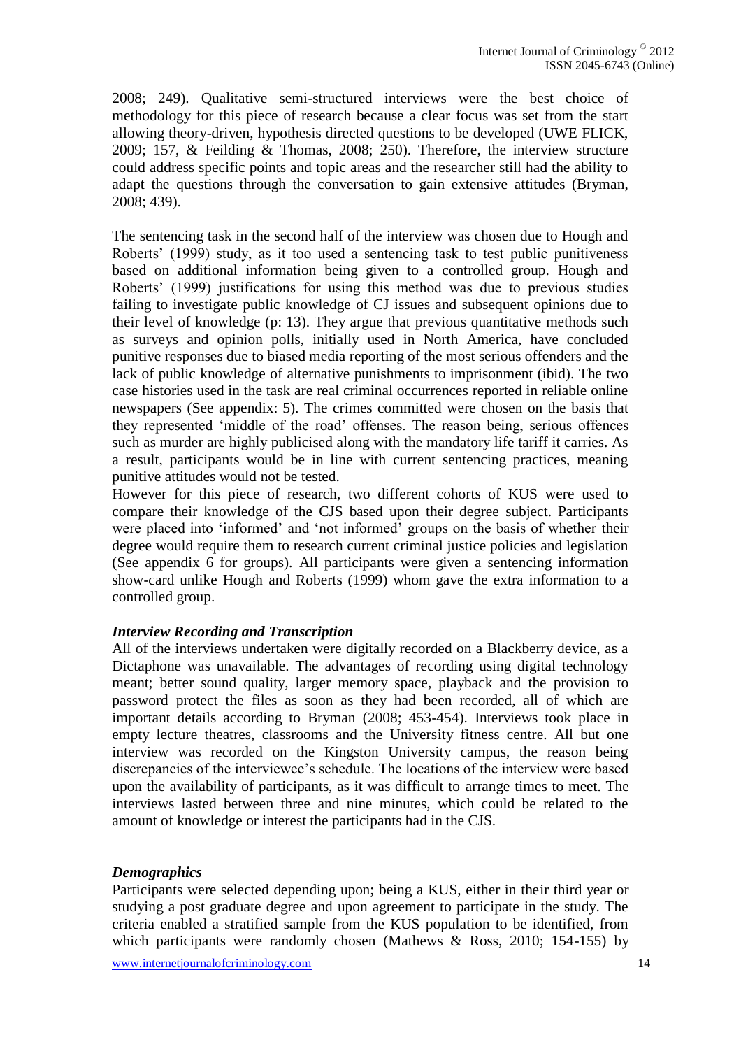2008; 249). Qualitative semi-structured interviews were the best choice of methodology for this piece of research because a clear focus was set from the start allowing theory-driven, hypothesis directed questions to be developed (UWE FLICK, 2009; 157, & Feilding & Thomas, 2008; 250). Therefore, the interview structure could address specific points and topic areas and the researcher still had the ability to adapt the questions through the conversation to gain extensive attitudes (Bryman, 2008; 439).

The sentencing task in the second half of the interview was chosen due to Hough and Roberts' (1999) study, as it too used a sentencing task to test public punitiveness based on additional information being given to a controlled group. Hough and Roberts' (1999) justifications for using this method was due to previous studies failing to investigate public knowledge of CJ issues and subsequent opinions due to their level of knowledge (p: 13). They argue that previous quantitative methods such as surveys and opinion polls, initially used in North America, have concluded punitive responses due to biased media reporting of the most serious offenders and the lack of public knowledge of alternative punishments to imprisonment (ibid). The two case histories used in the task are real criminal occurrences reported in reliable online newspapers (See appendix: 5). The crimes committed were chosen on the basis that they represented 'middle of the road' offenses. The reason being, serious offences such as murder are highly publicised along with the mandatory life tariff it carries. As a result, participants would be in line with current sentencing practices, meaning punitive attitudes would not be tested.
However for this piece of research, two different cohorts of KUS were used to compare their knowledge of the CJS based upon their degree subject. Participants were placed into 'informed' and 'not informed' groups on the basis of whether their degree would require them to research current criminal justice policies and legislation (See appendix 6 for groups). All participants were given a sentencing information show-card unlike Hough and Roberts (1999) whom gave the extra information to a controlled group.

### *Interview Recording and Transcription*

All of the interviews undertaken were digitally recorded on a Blackberry device, as a Dictaphone was unavailable. The advantages of recording using digital technology meant; better sound quality, larger memory space, playback and the provision to password protect the files as soon as they had been recorded, all of which are important details according to Bryman (2008; 453-454). Interviews took place in empty lecture theatres, classrooms and the University fitness centre. All but one interview was recorded on the Kingston University campus, the reason being discrepancies of the interviewee's schedule. The locations of the interview were based upon the availability of participants, as it was difficult to arrange times to meet. The interviews lasted between three and nine minutes, which could be related to the amount of knowledge or interest the participants had in the CJS.

### *Demographics*

Participants were selected depending upon; being a KUS, either in their third year or studying a post graduate degree and upon agreement to participate in the study. The criteria enabled a stratified sample from the KUS population to be identified, from which participants were randomly chosen (Mathews & Ross, 2010; 154-155) by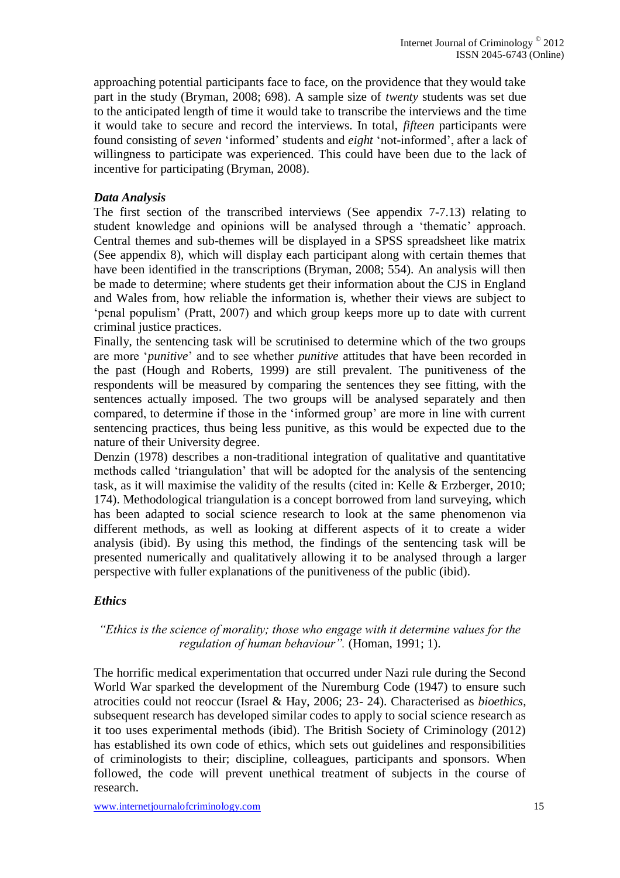approaching potential participants face to face, on the providence that they would take part in the study (Bryman, 2008; 698). A sample size of *twenty* students was set due to the anticipated length of time it would take to transcribe the interviews and the time it would take to secure and record the interviews. In total, *fifteen* participants were found consisting of *seven* 'informed' students and *eight* 'not-informed', after a lack of willingness to participate was experienced. This could have been due to the lack of incentive for participating (Bryman, 2008).

### *Data Analysis*

The first section of the transcribed interviews (See appendix 7-7.13) relating to student knowledge and opinions will be analysed through a 'thematic' approach. Central themes and sub-themes will be displayed in a SPSS spreadsheet like matrix (See appendix 8), which will display each participant along with certain themes that have been identified in the transcriptions (Bryman, 2008; 554). An analysis will then be made to determine; where students get their information about the CJS in England and Wales from, how reliable the information is, whether their views are subject to 'penal populism' (Pratt, 2007) and which group keeps more up to date with current criminal justice practices.

Finally, the sentencing task will be scrutinised to determine which of the two groups are more '*punitive*' and to see whether *punitive* attitudes that have been recorded in the past (Hough and Roberts, 1999) are still prevalent. The punitiveness of the respondents will be measured by comparing the sentences they see fitting, with the sentences actually imposed. The two groups will be analysed separately and then compared, to determine if those in the 'informed group' are more in line with current sentencing practices, thus being less punitive, as this would be expected due to the nature of their University degree.

Denzin (1978) describes a non-traditional integration of qualitative and quantitative methods called 'triangulation' that will be adopted for the analysis of the sentencing task, as it will maximise the validity of the results (cited in: Kelle & Erzberger, 2010; 174). Methodological triangulation is a concept borrowed from land surveying, which has been adapted to social science research to look at the same phenomenon via different methods, as well as looking at different aspects of it to create a wider analysis (ibid). By using this method, the findings of the sentencing task will be presented numerically and qualitatively allowing it to be analysed through a larger perspective with fuller explanations of the punitiveness of the public (ibid).

### *Ethics*

> *"Ethics is the science of morality; those who engage with it determine values for the regulation of human behaviour".* (Homan, 1991; 1).

The horrific medical experimentation that occurred under Nazi rule during the Second World War sparked the development of the Nuremburg Code (1947) to ensure such atrocities could not reoccur (Israel & Hay, 2006; 23- 24). Characterised as *bioethics*, subsequent research has developed similar codes to apply to social science research as it too uses experimental methods (ibid). The British Society of Criminology (2012) has established its own code of ethics, which sets out guidelines and responsibilities of criminologists to their; discipline, colleagues, participants and sponsors. When followed, the code will prevent unethical treatment of subjects in the course of research.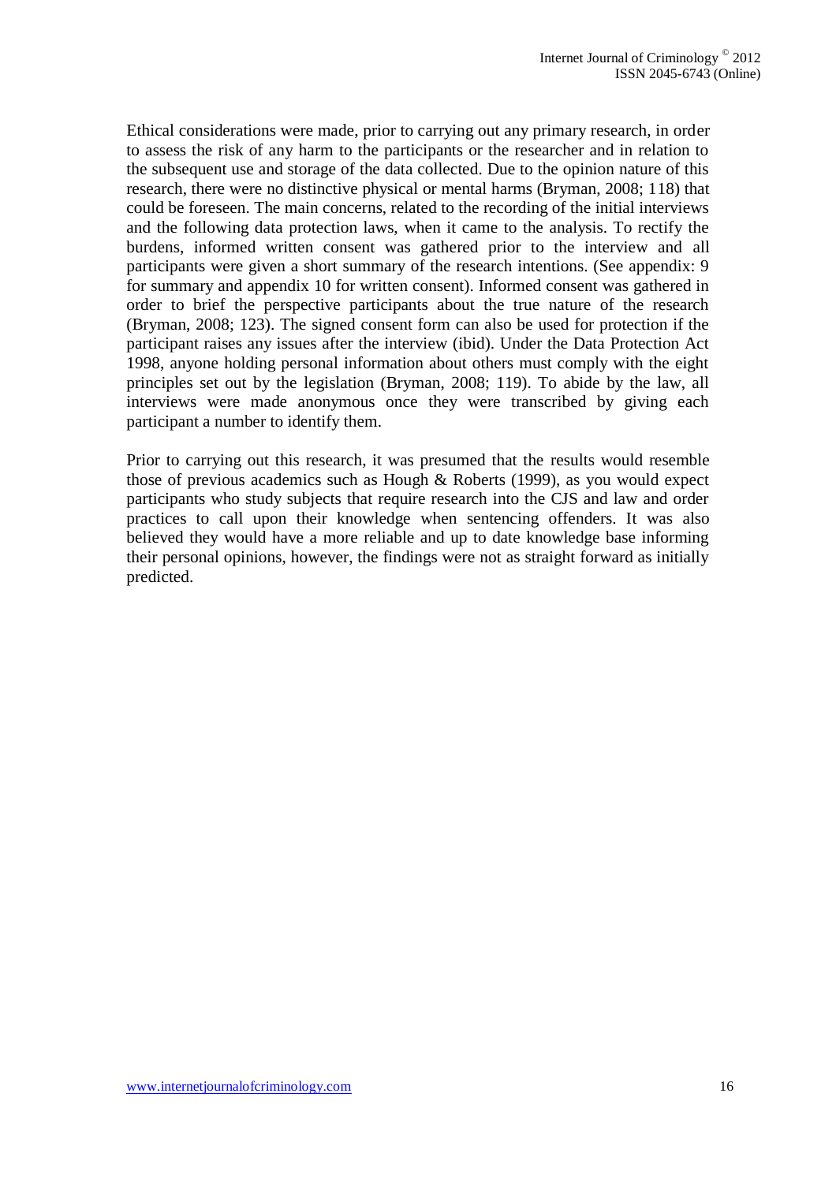Ethical considerations were made, prior to carrying out any primary research, in order to assess the risk of any harm to the participants or the researcher and in relation to the subsequent use and storage of the data collected. Due to the opinion nature of this research, there were no distinctive physical or mental harms (Bryman, 2008; 118) that could be foreseen. The main concerns, related to the recording of the initial interviews and the following data protection laws, when it came to the analysis. To rectify the burdens, informed written consent was gathered prior to the interview and all participants were given a short summary of the research intentions. (See appendix: 9 for summary and appendix 10 for written consent). Informed consent was gathered in order to brief the perspective participants about the true nature of the research (Bryman, 2008; 123). The signed consent form can also be used for protection if the participant raises any issues after the interview (ibid). Under the Data Protection Act 1998, anyone holding personal information about others must comply with the eight principles set out by the legislation (Bryman, 2008; 119). To abide by the law, all interviews were made anonymous once they were transcribed by giving each participant a number to identify them.

Prior to carrying out this research, it was presumed that the results would resemble those of previous academics such as Hough & Roberts (1999), as you would expect participants who study subjects that require research into the CJS and law and order practices to call upon their knowledge when sentencing offenders. It was also believed they would have a more reliable and up to date knowledge base informing their personal opinions, however, the findings were not as straight forward as initially predicted.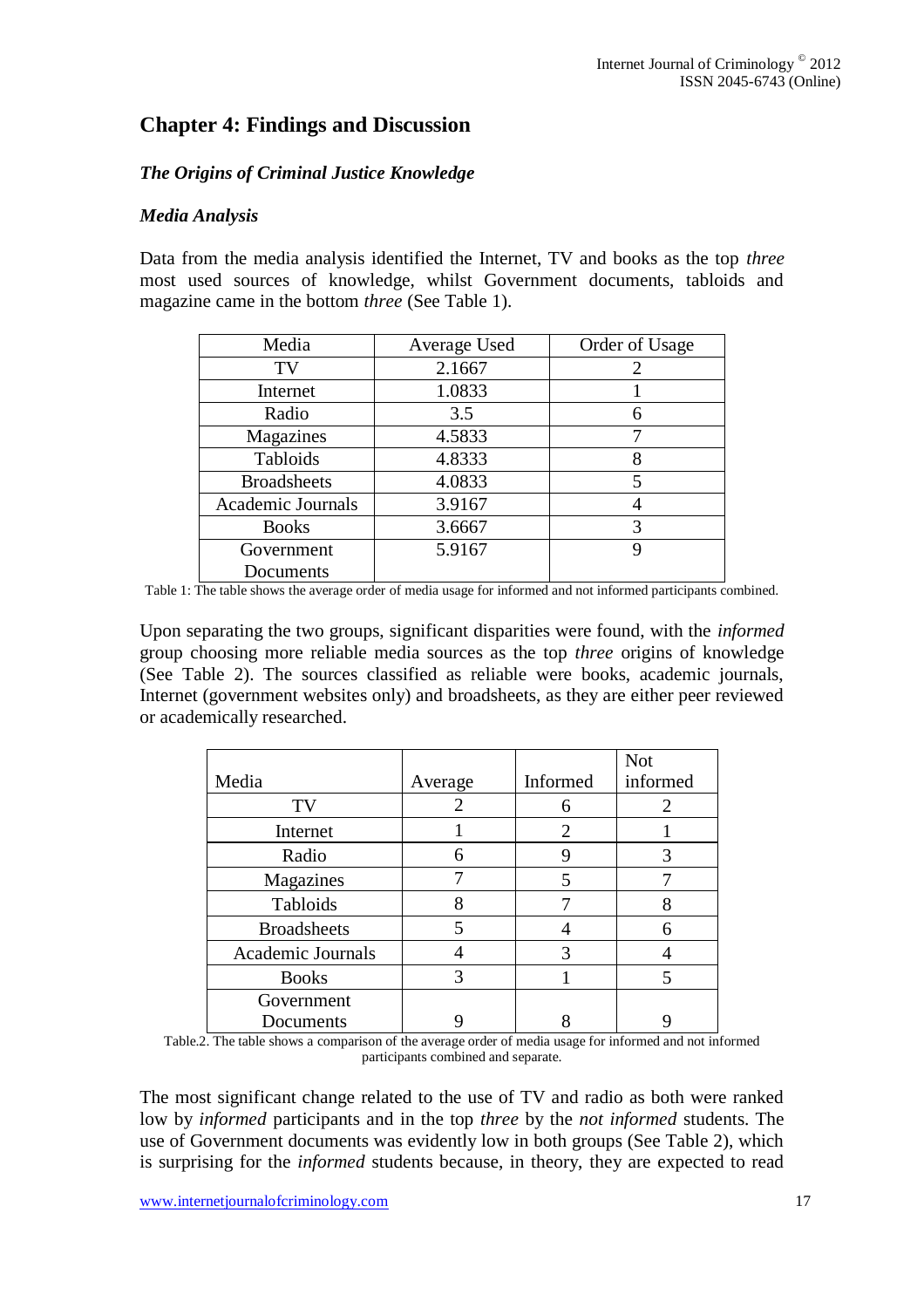## Chapter 4: Findings and Discussion

### *The Origins of Criminal Justice Knowledge*

### *Media Analysis*

Data from the media analysis identified the Internet, TV and books as the top *three* most used sources of knowledge, whilst Government documents, tabloids and magazine came in the bottom *three* (See Table 1).

| Media | Average Used | Order of Usage |
|---|---|---|
| TV | 2.1667 | 2 |
| Internet | 1.0833 | 1 |
| Radio | 3.5 | 6 |
| Magazines | 4.5833 | 7 |
| Tabloids | 4.8333 | 8 |
| Broadsheets | 4.0833 | 5 |
| Academic Journals | 3.9167 | 4 |
| Books | 3.6667 | 3 |
| Government Documents | 5.9167 | 9 |

Table 1: The table shows the average order of media usage for informed and not informed participants combined.

Upon separating the two groups, significant disparities were found, with the *informed* group choosing more reliable media sources as the top *three* origins of knowledge (See Table 2). The sources classified as reliable were books, academic journals, Internet (government websites only) and broadsheets, as they are either peer reviewed or academically researched.

| Media | Average | Informed | Not informed |
|---|---|---|---|
| TV | 2 | 6 | 2 |
| Internet | 1 | 2 | 1 |
| Radio | 6 | 9 | 3 |
| Magazines | 7 | 5 | 7 |
| Tabloids | 8 | 7 | 8 |
| Broadsheets | 5 | 4 | 6 |
| Academic Journals | 4 | 3 | 4 |
| Books | 3 | 1 | 5 |
| Government Documents | 9 | 8 | 9 |

Table.2. The table shows a comparison of the average order of media usage for informed and not informed participants combined and separate.

The most significant change related to the use of TV and radio as both were ranked low by *informed* participants and in the top *three* by the *not informed* students. The use of Government documents was evidently low in both groups (See Table 2), which is surprising for the *informed* students because, in theory, they are expected to read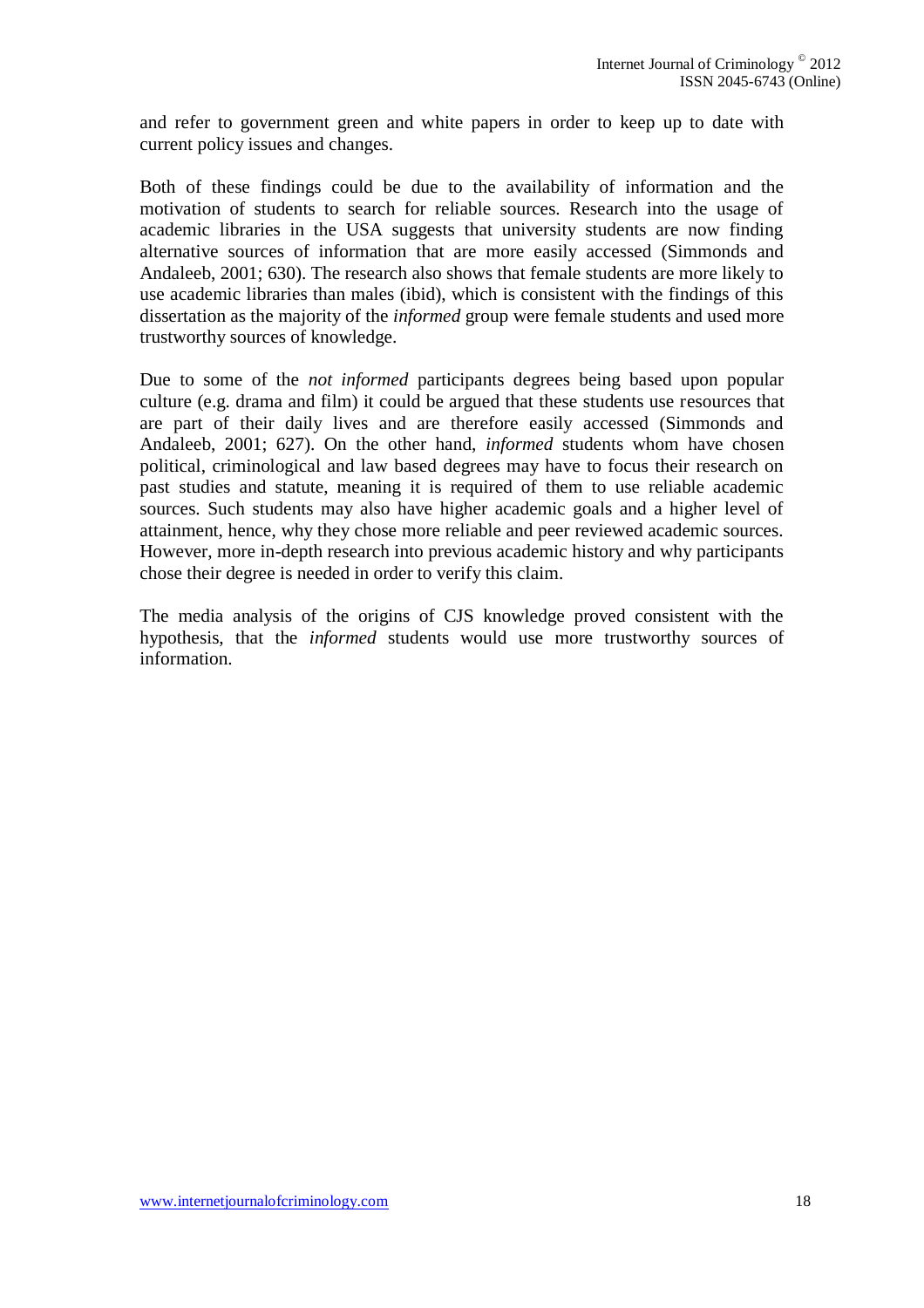and refer to government green and white papers in order to keep up to date with current policy issues and changes.

Both of these findings could be due to the availability of information and the motivation of students to search for reliable sources. Research into the usage of academic libraries in the USA suggests that university students are now finding alternative sources of information that are more easily accessed (Simmonds and Andaleeb, 2001; 630). The research also shows that female students are more likely to use academic libraries than males (ibid), which is consistent with the findings of this dissertation as the majority of the *informed* group were female students and used more trustworthy sources of knowledge.

Due to some of the *not informed* participants degrees being based upon popular culture (e.g. drama and film) it could be argued that these students use resources that are part of their daily lives and are therefore easily accessed (Simmonds and Andaleeb, 2001; 627). On the other hand, *informed* students whom have chosen political, criminological and law based degrees may have to focus their research on past studies and statute, meaning it is required of them to use reliable academic sources. Such students may also have higher academic goals and a higher level of attainment, hence, why they chose more reliable and peer reviewed academic sources. However, more in-depth research into previous academic history and why participants chose their degree is needed in order to verify this claim.

The media analysis of the origins of CJS knowledge proved consistent with the hypothesis, that the *informed* students would use more trustworthy sources of information.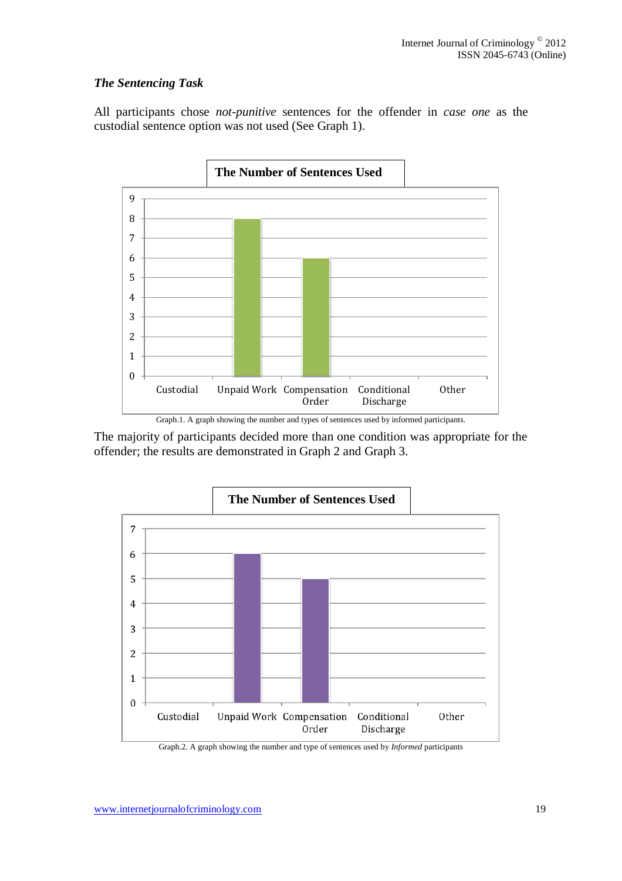### *The Sentencing Task*

All participants chose *not-punitive* sentences for the offender in *case one* as the custodial sentence option was not used (See Graph 1).

**The Number of Sentences Used**

| Sentence | Number |
|---|---|
| Custodial | 0 |
| Unpaid Work | 8 |
| Compensation Order | 6 |
| Conditional Discharge | 0 |
| Other | 0 |

Graph.1. A graph showing the number and types of sentences used by informed participants.

The majority of participants decided more than one condition was appropriate for the offender; the results are demonstrated in Graph 2 and Graph 3.

**The Number of Sentences Used**

| Sentence | Number |
|---|---|
| Custodial | 0 |
| Unpaid Work | 6 |
| Compensation Order | 5 |
| Conditional Discharge | 0 |
| Other | 0 |

Graph.2. A graph showing the number and type of sentences used by *Informed* participants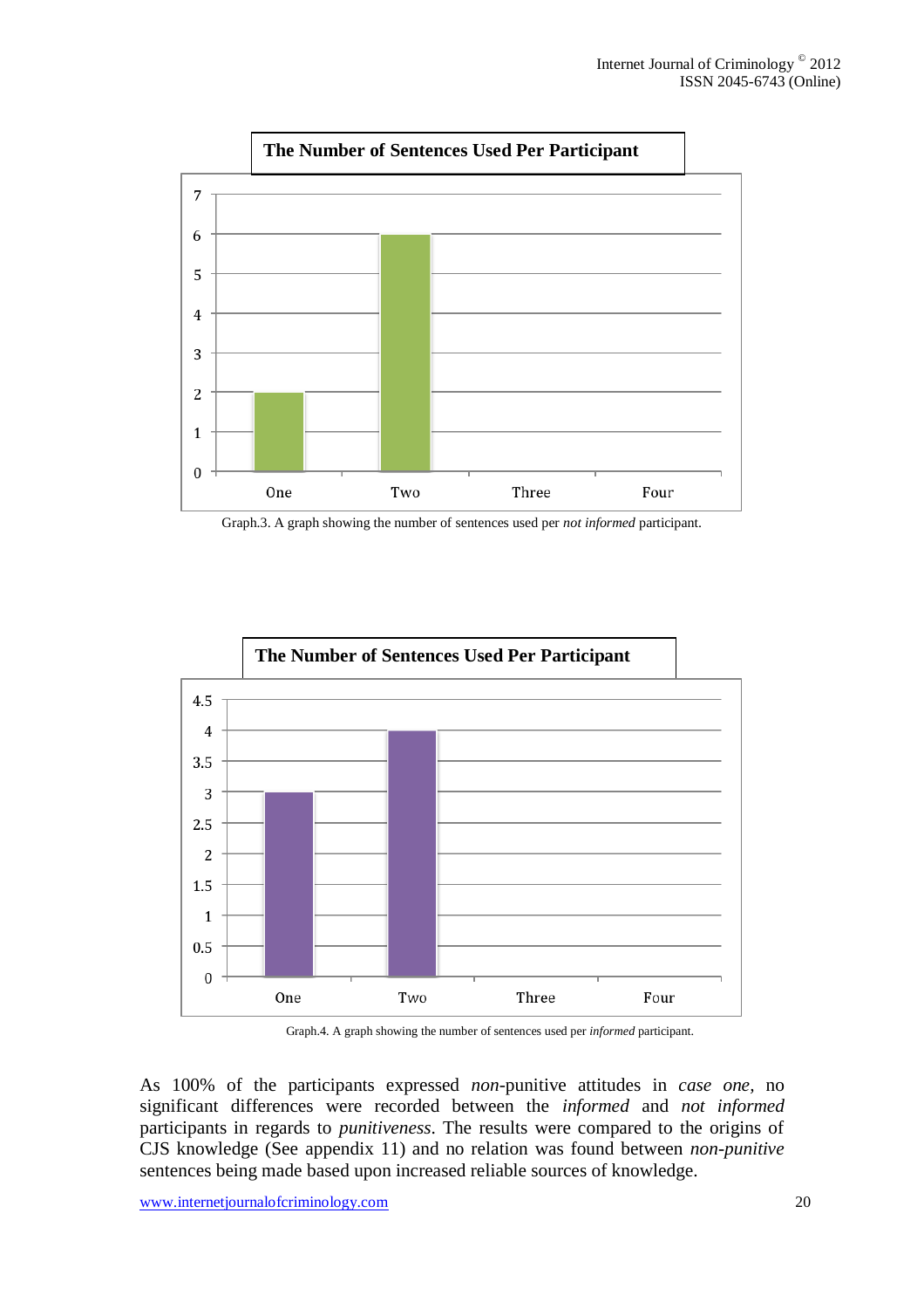**The Number of Sentences Used Per Participant**

| Sentences | Participants |
|---|---|
| One | 2 |
| Two | 6 |
| Three | 0 |
| Four | 0 |

Graph.3. A graph showing the number of sentences used per *not informed* participant.

**The Number of Sentences Used Per Participant**

| Sentences | Participants |
|---|---|
| One | 3 |
| Two | 4 |
| Three | 0 |
| Four | 0 |

Graph.4. A graph showing the number of sentences used per *informed* participant.

As 100% of the participants expressed *non*-punitive attitudes in *case one*, no significant differences were recorded between the *informed* and *not informed* participants in regards to *punitiveness*. The results were compared to the origins of CJS knowledge (See appendix 11) and no relation was found between *non-punitive* sentences being made based upon increased reliable sources of knowledge.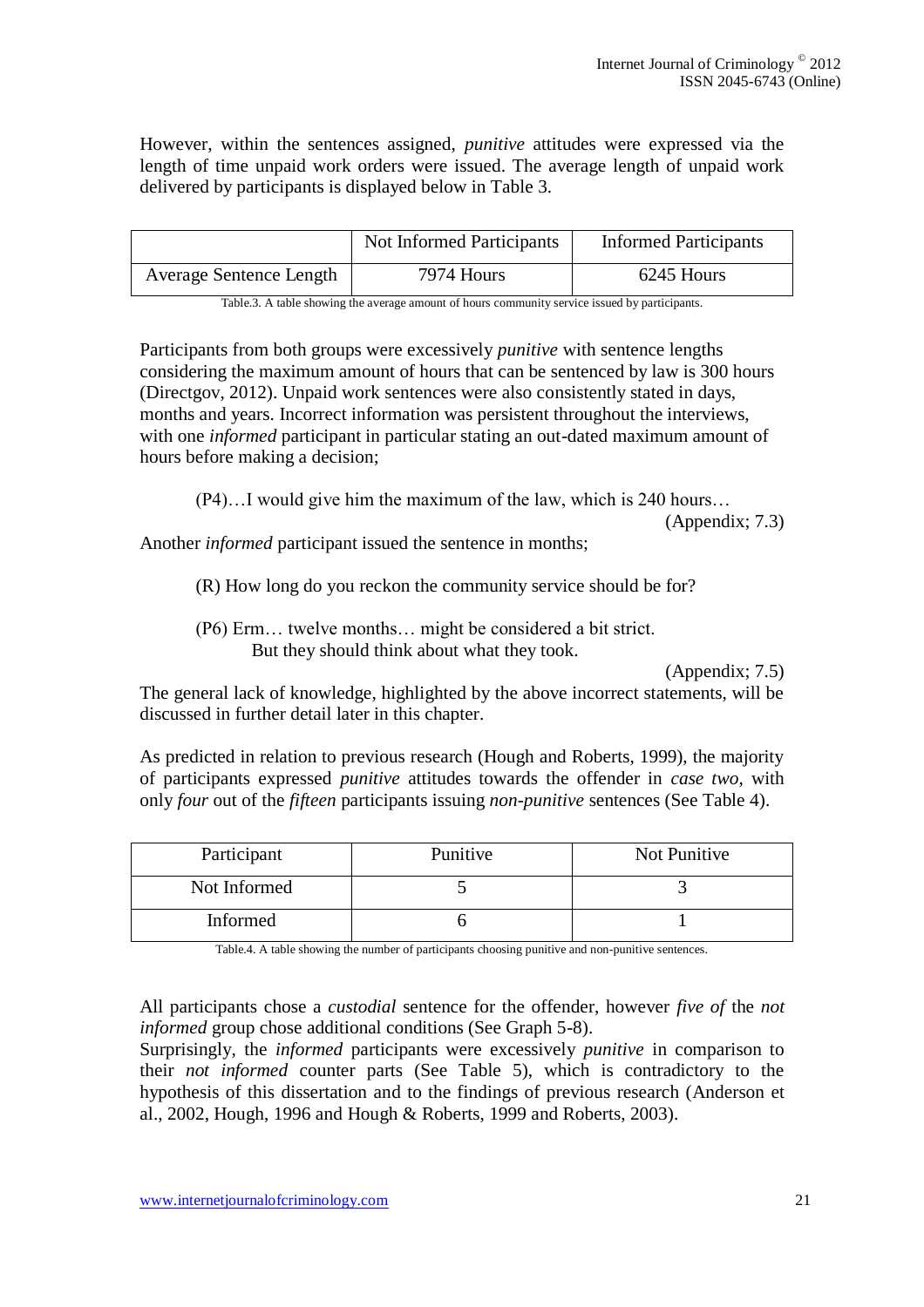However, within the sentences assigned, *punitive* attitudes were expressed via the length of time unpaid work orders were issued. The average length of unpaid work delivered by participants is displayed below in Table 3.

| | Not Informed Participants | Informed Participants |
|---|---|---|
| Average Sentence Length | 7974 Hours | 6245 Hours |

Table.3. A table showing the average amount of hours community service issued by participants.

Participants from both groups were excessively *punitive* with sentence lengths considering the maximum amount of hours that can be sentenced by law is 300 hours (Directgov, 2012). Unpaid work sentences were also consistently stated in days, months and years. Incorrect information was persistent throughout the interviews, with one *informed* participant in particular stating an out-dated maximum amount of hours before making a decision;

> (P4)…I would give him the maximum of the law, which is 240 hours…
>
> (Appendix; 7.3)

Another *informed* participant issued the sentence in months;

> (R) How long do you reckon the community service should be for?
>
> (P6) Erm… twelve months… might be considered a bit strict. But they should think about what they took.
>
> (Appendix; 7.5)

The general lack of knowledge, highlighted by the above incorrect statements, will be discussed in further detail later in this chapter.

As predicted in relation to previous research (Hough and Roberts, 1999), the majority of participants expressed *punitive* attitudes towards the offender in *case two*, with only *four* out of the *fifteen* participants issuing *non-punitive* sentences (See Table 4).

| Participant | Punitive | Not Punitive |
|---|---|---|
| Not Informed | 5 | 3 |
| Informed | 6 | 1 |

Table.4. A table showing the number of participants choosing punitive and non-punitive sentences.

All participants chose a *custodial* sentence for the offender, however *five of* the *not informed* group chose additional conditions (See Graph 5-8).

Surprisingly, the *informed* participants were excessively *punitive* in comparison to their *not informed* counter parts (See Table 5), which is contradictory to the hypothesis of this dissertation and to the findings of previous research (Anderson et al., 2002, Hough, 1996 and Hough & Roberts, 1999 and Roberts, 2003).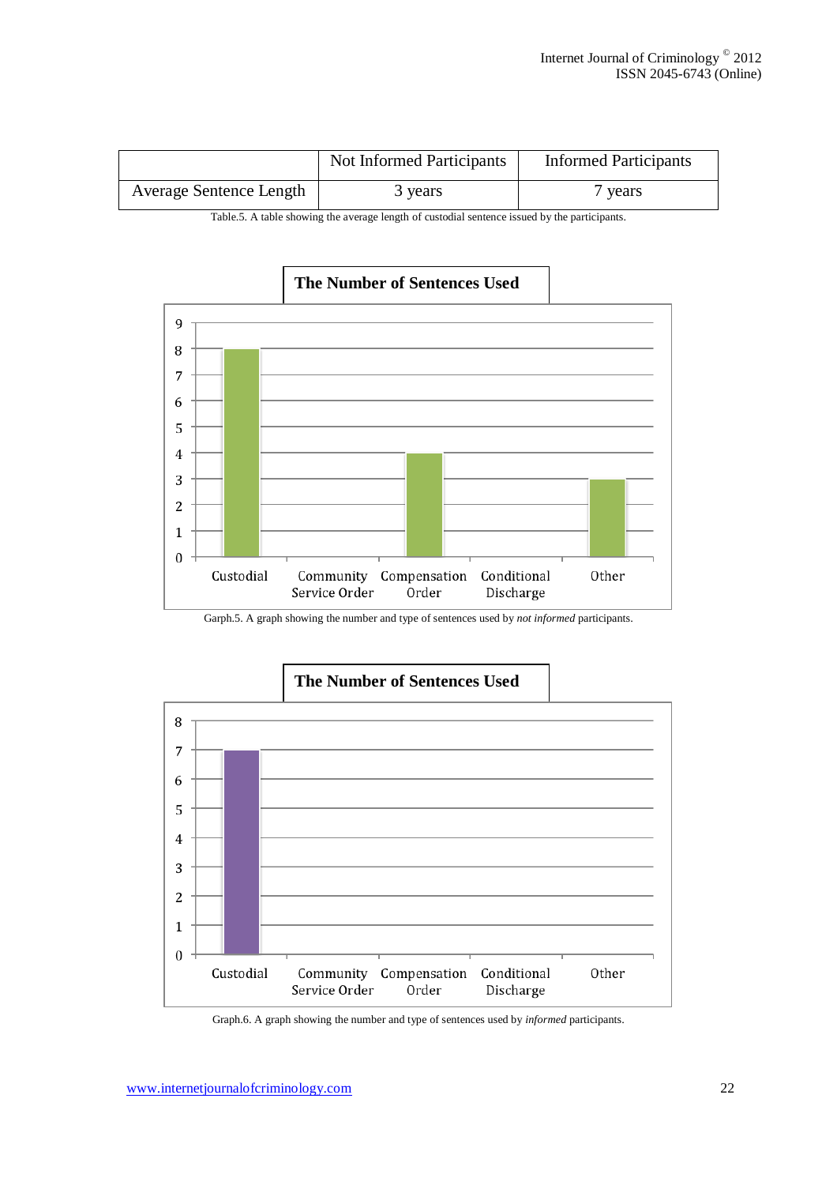| | Not Informed Participants | Informed Participants |
|---|---|---|
| Average Sentence Length | 3 years | 7 years |

Table.5. A table showing the average length of custodial sentence issued by the participants.

Garph.5. A graph showing the number and type of sentences used by *not informed* participants.

Graph.6. A graph showing the number and type of sentences used by *informed* participants.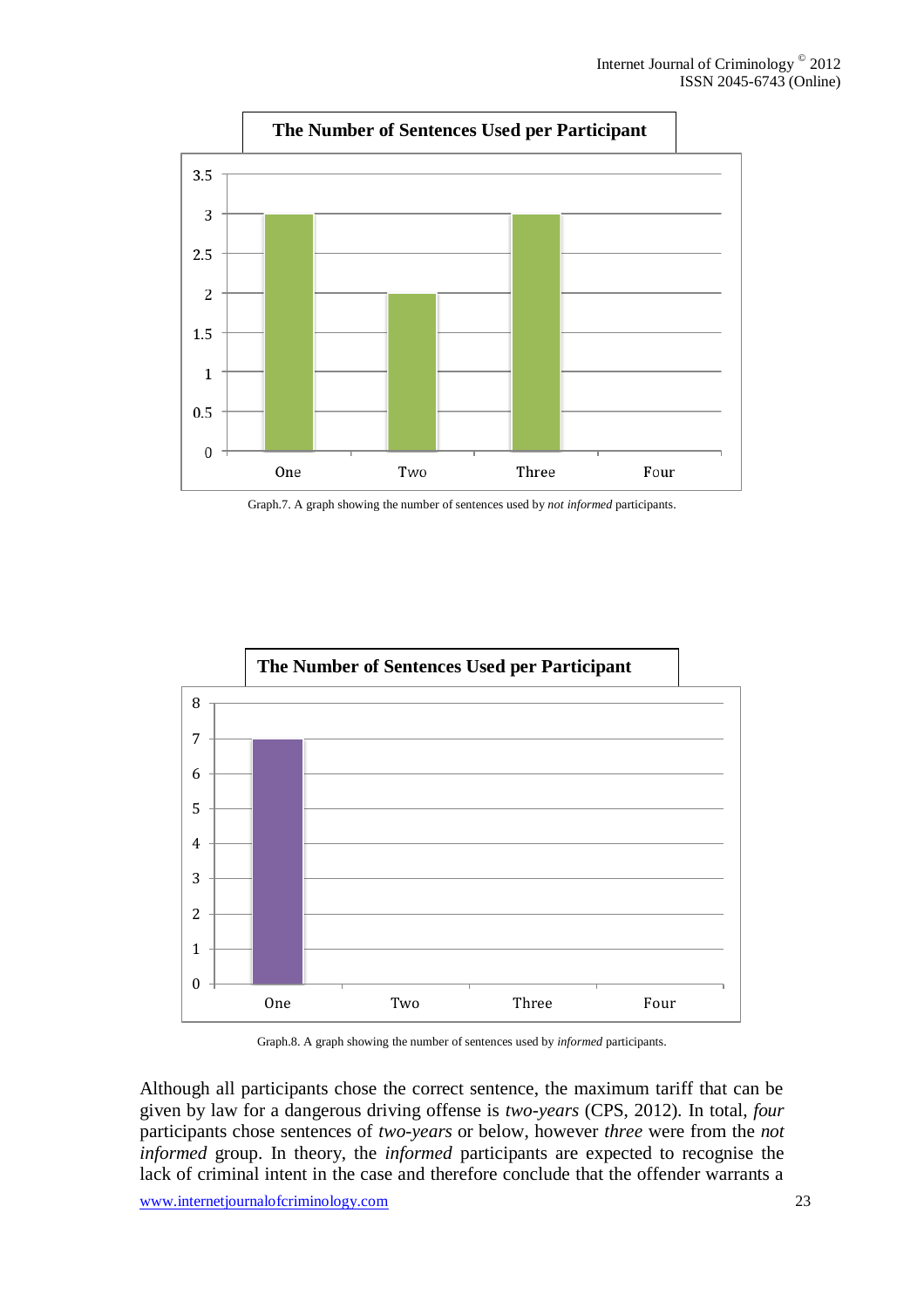**The Number of Sentences Used per Participant**

| | Count |
|---|---|
| One | 3 |
| Two | 2 |
| Three | 3 |
| Four | 0 |

Graph.7. A graph showing the number of sentences used by *not informed* participants.

**The Number of Sentences Used per Participant**

| | Count |
|---|---|
| One | 7 |
| Two | 0 |
| Three | 0 |
| Four | 0 |

Graph.8. A graph showing the number of sentences used by *informed* participants.

Although all participants chose the correct sentence, the maximum tariff that can be given by law for a dangerous driving offense is *two-years* (CPS, 2012). In total, *four* participants chose sentences of *two-years* or below, however *three* were from the *not informed* group. In theory, the *informed* participants are expected to recognise the lack of criminal intent in the case and therefore conclude that the offender warrants a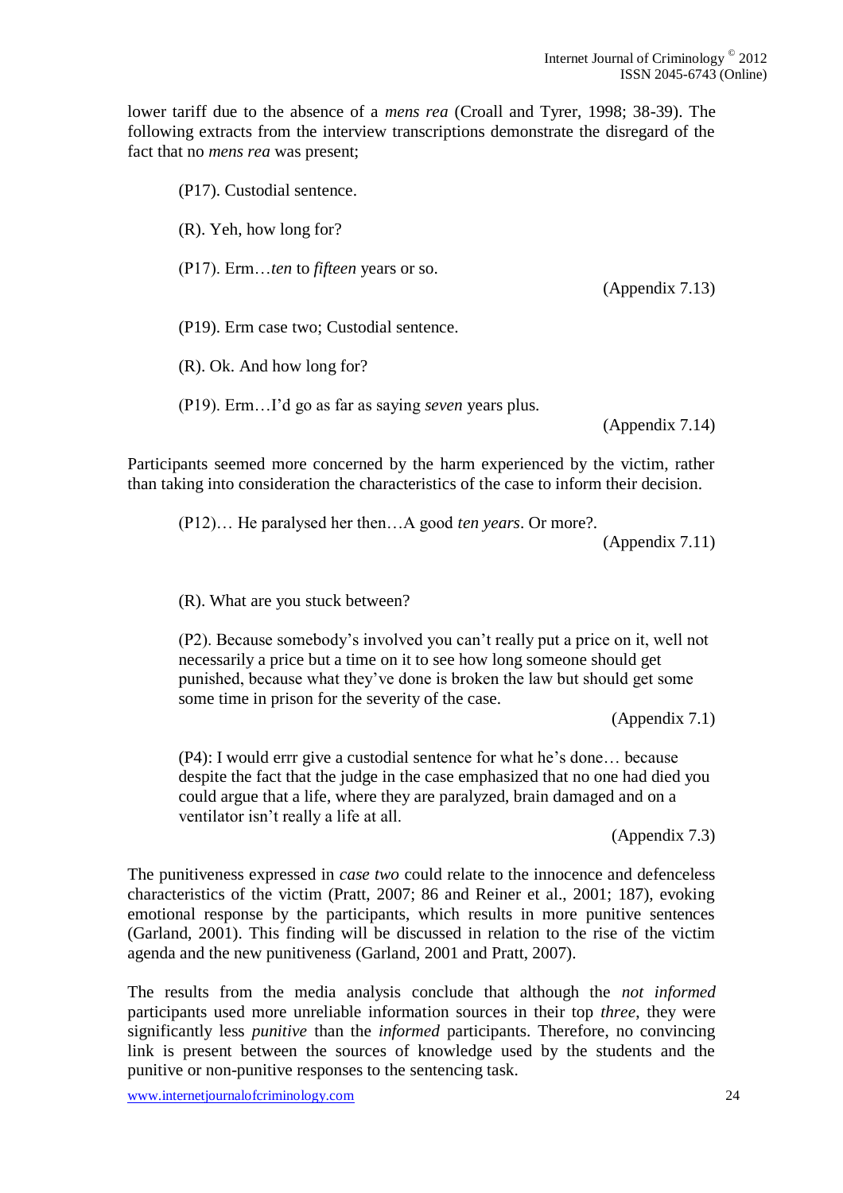lower tariff due to the absence of a *mens rea* (Croall and Tyrer, 1998; 38-39). The following extracts from the interview transcriptions demonstrate the disregard of the fact that no *mens rea* was present;

> (P17). Custodial sentence.
>
> (R). Yeh, how long for?
>
> (P17). Erm…*ten* to *fifteen* years or so.
>
> (Appendix 7.13)

> (P19). Erm case two; Custodial sentence.
>
> (R). Ok. And how long for?
>
> (P19). Erm…I'd go as far as saying *seven* years plus.
>
> (Appendix 7.14)

Participants seemed more concerned by the harm experienced by the victim, rather than taking into consideration the characteristics of the case to inform their decision.

> (P12)… He paralysed her then…A good *ten years*. Or more?.
>
> (Appendix 7.11)

> (R). What are you stuck between?
>
> (P2). Because somebody's involved you can't really put a price on it, well not necessarily a price but a time on it to see how long someone should get punished, because what they've done is broken the law but should get some some time in prison for the severity of the case.
>
> (Appendix 7.1)

> (P4): I would errr give a custodial sentence for what he's done… because despite the fact that the judge in the case emphasized that no one had died you could argue that a life, where they are paralyzed, brain damaged and on a ventilator isn't really a life at all.
>
> (Appendix 7.3)

The punitiveness expressed in *case two* could relate to the innocence and defenceless characteristics of the victim (Pratt, 2007; 86 and Reiner et al., 2001; 187), evoking emotional response by the participants, which results in more punitive sentences (Garland, 2001). This finding will be discussed in relation to the rise of the victim agenda and the new punitiveness (Garland, 2001 and Pratt, 2007).

The results from the media analysis conclude that although the *not informed* participants used more unreliable information sources in their top *three*, they were significantly less *punitive* than the *informed* participants. Therefore, no convincing link is present between the sources of knowledge used by the students and the punitive or non-punitive responses to the sentencing task.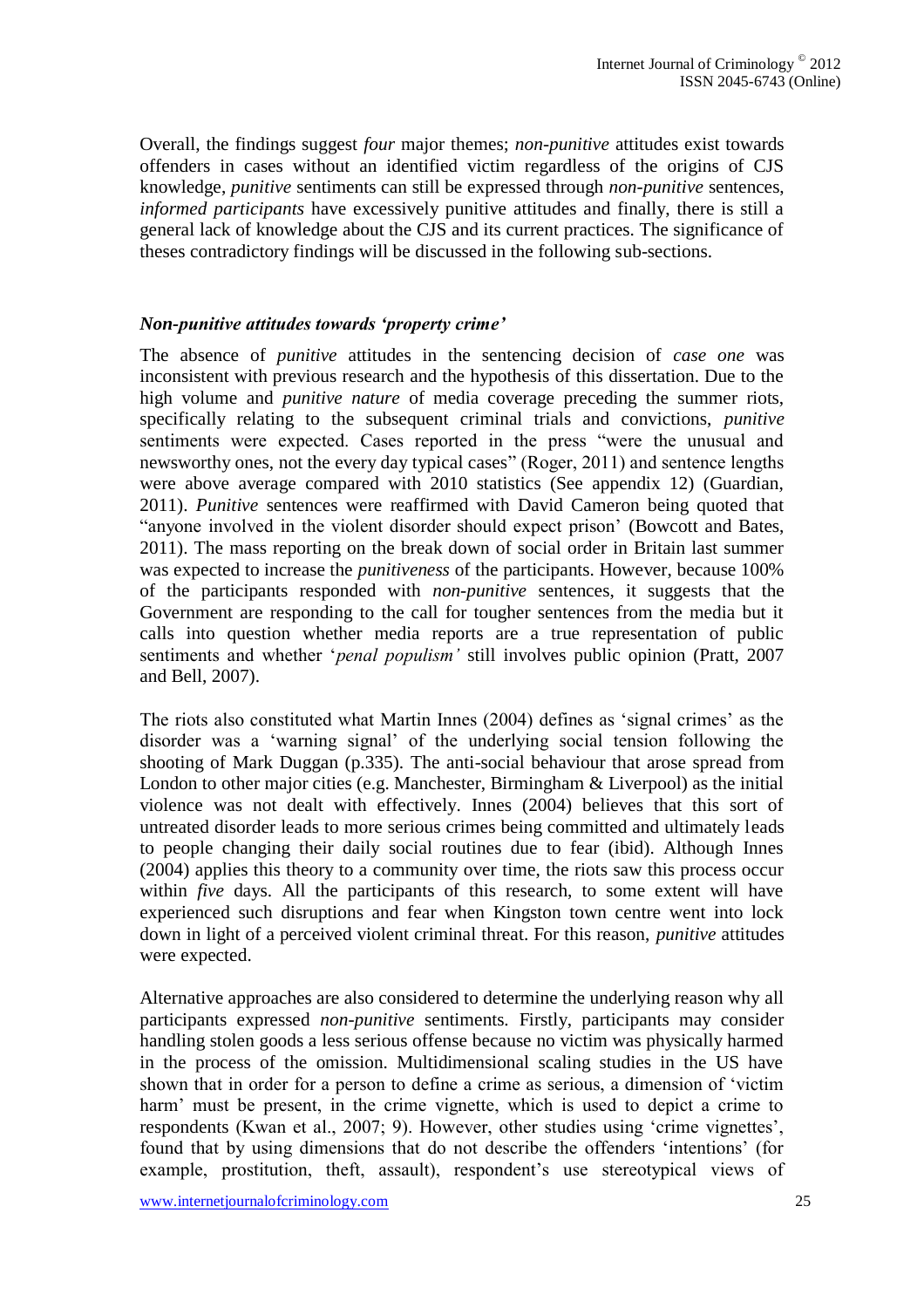Overall, the findings suggest *four* major themes; *non-punitive* attitudes exist towards offenders in cases without an identified victim regardless of the origins of CJS knowledge, *punitive* sentiments can still be expressed through *non-punitive* sentences, *informed participants* have excessively punitive attitudes and finally, there is still a general lack of knowledge about the CJS and its current practices. The significance of theses contradictory findings will be discussed in the following sub-sections.

### *Non-punitive attitudes towards 'property crime'*

The absence of *punitive* attitudes in the sentencing decision of *case one* was inconsistent with previous research and the hypothesis of this dissertation. Due to the high volume and *punitive nature* of media coverage preceding the summer riots, specifically relating to the subsequent criminal trials and convictions, *punitive* sentiments were expected. Cases reported in the press "were the unusual and newsworthy ones, not the every day typical cases" (Roger, 2011) and sentence lengths were above average compared with 2010 statistics (See appendix 12) (Guardian, 2011). *Punitive* sentences were reaffirmed with David Cameron being quoted that "anyone involved in the violent disorder should expect prison' (Bowcott and Bates, 2011). The mass reporting on the break down of social order in Britain last summer was expected to increase the *punitiveness* of the participants. However, because 100% of the participants responded with *non-punitive* sentences, it suggests that the Government are responding to the call for tougher sentences from the media but it calls into question whether media reports are a true representation of public sentiments and whether '*penal populism'* still involves public opinion (Pratt, 2007 and Bell, 2007).

The riots also constituted what Martin Innes (2004) defines as 'signal crimes' as the disorder was a 'warning signal' of the underlying social tension following the shooting of Mark Duggan (p.335). The anti-social behaviour that arose spread from London to other major cities (e.g. Manchester, Birmingham & Liverpool) as the initial violence was not dealt with effectively. Innes (2004) believes that this sort of untreated disorder leads to more serious crimes being committed and ultimately leads to people changing their daily social routines due to fear (ibid). Although Innes (2004) applies this theory to a community over time, the riots saw this process occur within *five* days. All the participants of this research, to some extent will have experienced such disruptions and fear when Kingston town centre went into lock down in light of a perceived violent criminal threat. For this reason, *punitive* attitudes were expected.

Alternative approaches are also considered to determine the underlying reason why all participants expressed *non-punitive* sentiments. Firstly, participants may consider handling stolen goods a less serious offense because no victim was physically harmed in the process of the omission. Multidimensional scaling studies in the US have shown that in order for a person to define a crime as serious, a dimension of 'victim harm' must be present, in the crime vignette, which is used to depict a crime to respondents (Kwan et al., 2007; 9). However, other studies using 'crime vignettes', found that by using dimensions that do not describe the offenders 'intentions' (for example, prostitution, theft, assault), respondent's use stereotypical views of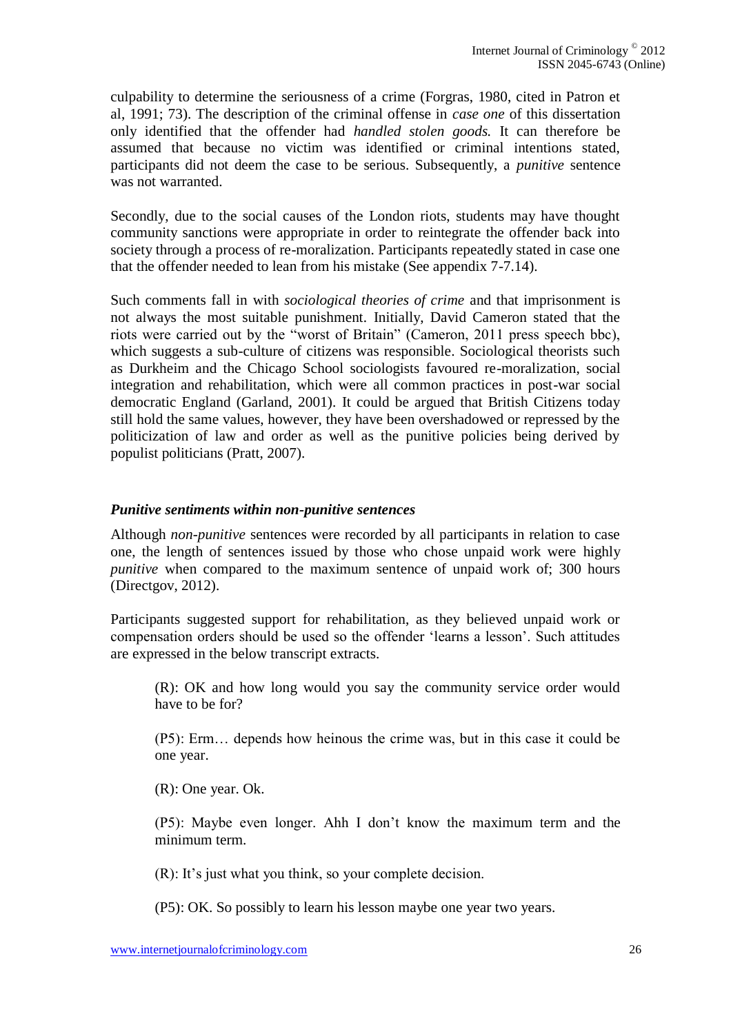culpability to determine the seriousness of a crime (Forgras, 1980, cited in Patron et al, 1991; 73). The description of the criminal offense in *case one* of this dissertation only identified that the offender had *handled stolen goods.* It can therefore be assumed that because no victim was identified or criminal intentions stated, participants did not deem the case to be serious. Subsequently, a *punitive* sentence was not warranted.

Secondly, due to the social causes of the London riots, students may have thought community sanctions were appropriate in order to reintegrate the offender back into society through a process of re-moralization. Participants repeatedly stated in case one that the offender needed to lean from his mistake (See appendix 7-7.14).

Such comments fall in with *sociological theories of crime* and that imprisonment is not always the most suitable punishment. Initially, David Cameron stated that the riots were carried out by the "worst of Britain" (Cameron, 2011 press speech bbc), which suggests a sub-culture of citizens was responsible. Sociological theorists such as Durkheim and the Chicago School sociologists favoured re-moralization, social integration and rehabilitation, which were all common practices in post-war social democratic England (Garland, 2001). It could be argued that British Citizens today still hold the same values, however, they have been overshadowed or repressed by the politicization of law and order as well as the punitive policies being derived by populist politicians (Pratt, 2007).

### *Punitive sentiments within non-punitive sentences*

Although *non-punitive* sentences were recorded by all participants in relation to case one, the length of sentences issued by those who chose unpaid work were highly *punitive* when compared to the maximum sentence of unpaid work of; 300 hours (Directgov, 2012).

Participants suggested support for rehabilitation, as they believed unpaid work or compensation orders should be used so the offender 'learns a lesson'. Such attitudes are expressed in the below transcript extracts.

> (R): OK and how long would you say the community service order would have to be for?
>
> (P5): Erm… depends how heinous the crime was, but in this case it could be one year.
>
> (R): One year. Ok.
>
> (P5): Maybe even longer. Ahh I don't know the maximum term and the minimum term.
>
> (R): It's just what you think, so your complete decision.
>
> (P5): OK. So possibly to learn his lesson maybe one year two years.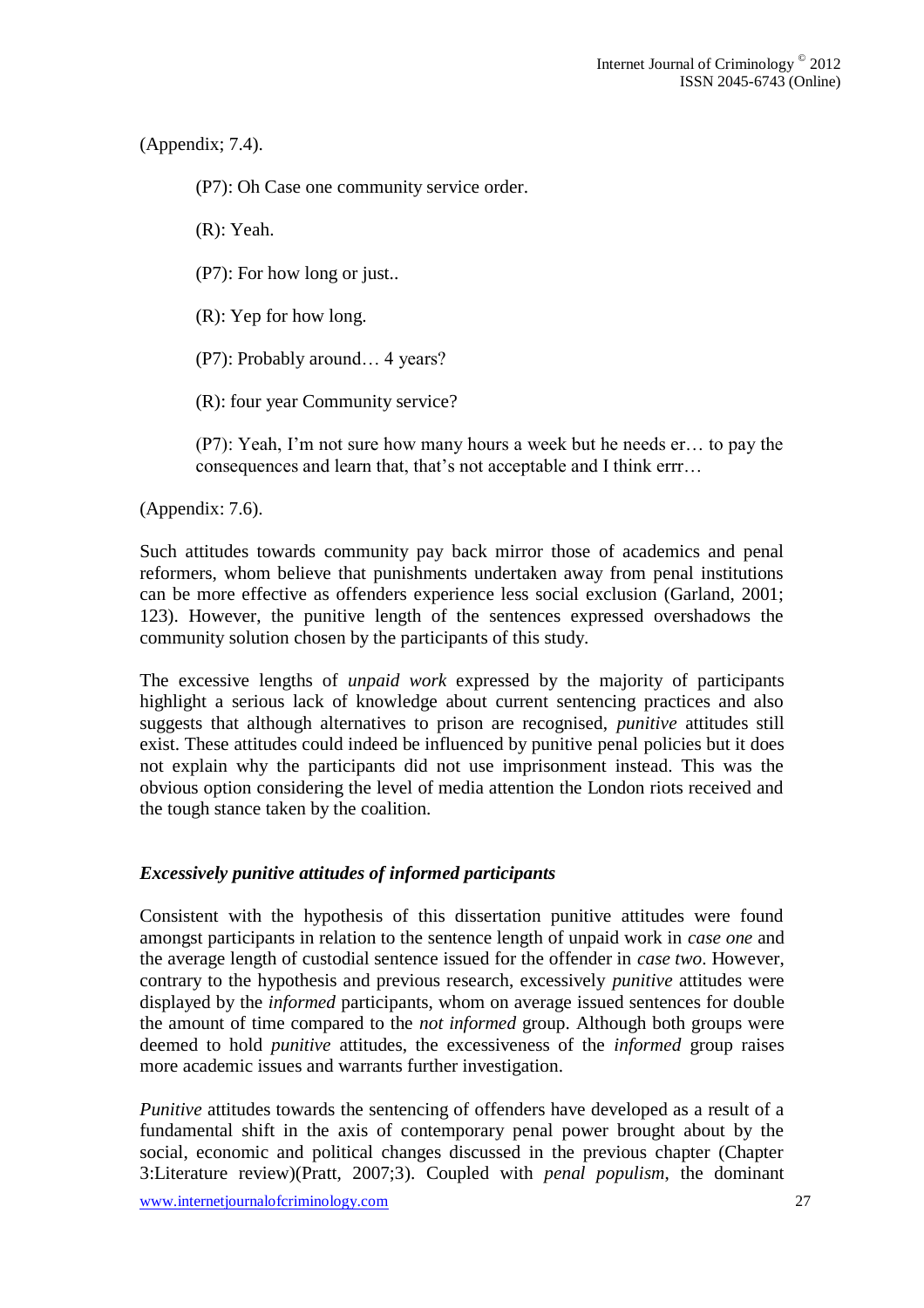(Appendix; 7.4).

> (P7): Oh Case one community service order.
>
> (R): Yeah.
>
> (P7): For how long or just..
>
> (R): Yep for how long.
>
> (P7): Probably around… 4 years?
>
> (R): four year Community service?
>
> (P7): Yeah, I'm not sure how many hours a week but he needs er… to pay the consequences and learn that, that's not acceptable and I think errr…

(Appendix: 7.6).

Such attitudes towards community pay back mirror those of academics and penal reformers, whom believe that punishments undertaken away from penal institutions can be more effective as offenders experience less social exclusion (Garland, 2001; 123). However, the punitive length of the sentences expressed overshadows the community solution chosen by the participants of this study.

The excessive lengths of *unpaid work* expressed by the majority of participants highlight a serious lack of knowledge about current sentencing practices and also suggests that although alternatives to prison are recognised, *punitive* attitudes still exist. These attitudes could indeed be influenced by punitive penal policies but it does not explain why the participants did not use imprisonment instead. This was the obvious option considering the level of media attention the London riots received and the tough stance taken by the coalition.

### *Excessively punitive attitudes of informed participants*

Consistent with the hypothesis of this dissertation punitive attitudes were found amongst participants in relation to the sentence length of unpaid work in *case one* and the average length of custodial sentence issued for the offender in *case two*. However, contrary to the hypothesis and previous research, excessively *punitive* attitudes were displayed by the *informed* participants, whom on average issued sentences for double the amount of time compared to the *not informed* group. Although both groups were deemed to hold *punitive* attitudes, the excessiveness of the *informed* group raises more academic issues and warrants further investigation.

*Punitive* attitudes towards the sentencing of offenders have developed as a result of a fundamental shift in the axis of contemporary penal power brought about by the social, economic and political changes discussed in the previous chapter (Chapter 3:Literature review)(Pratt, 2007;3). Coupled with *penal populism*, the dominant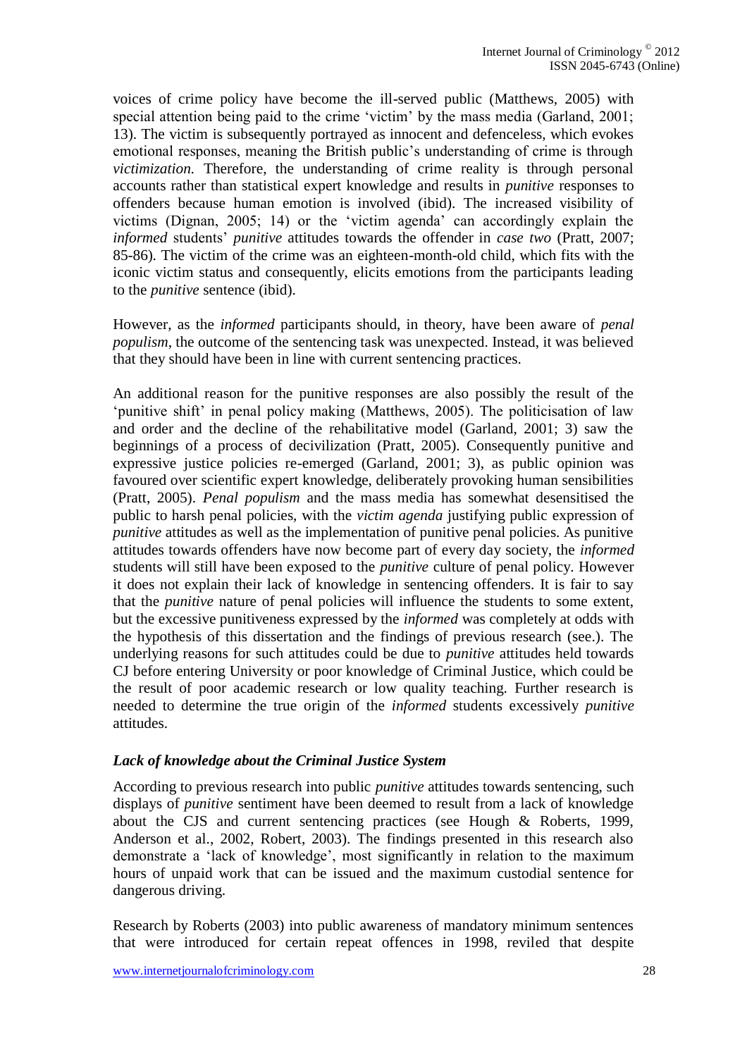voices of crime policy have become the ill-served public (Matthews, 2005) with special attention being paid to the crime 'victim' by the mass media (Garland, 2001; 13). The victim is subsequently portrayed as innocent and defenceless, which evokes emotional responses, meaning the British public's understanding of crime is through *victimization.* Therefore, the understanding of crime reality is through personal accounts rather than statistical expert knowledge and results in *punitive* responses to offenders because human emotion is involved (ibid). The increased visibility of victims (Dignan, 2005; 14) or the 'victim agenda' can accordingly explain the *informed* students' *punitive* attitudes towards the offender in *case two* (Pratt, 2007; 85-86). The victim of the crime was an eighteen-month-old child, which fits with the iconic victim status and consequently, elicits emotions from the participants leading to the *punitive* sentence (ibid).

However, as the *informed* participants should, in theory, have been aware of *penal populism*, the outcome of the sentencing task was unexpected. Instead, it was believed that they should have been in line with current sentencing practices.

An additional reason for the punitive responses are also possibly the result of the 'punitive shift' in penal policy making (Matthews, 2005). The politicisation of law and order and the decline of the rehabilitative model (Garland, 2001; 3) saw the beginnings of a process of decivilization (Pratt, 2005). Consequently punitive and expressive justice policies re-emerged (Garland, 2001; 3), as public opinion was favoured over scientific expert knowledge, deliberately provoking human sensibilities (Pratt, 2005). *Penal populism* and the mass media has somewhat desensitised the public to harsh penal policies, with the *victim agenda* justifying public expression of *punitive* attitudes as well as the implementation of punitive penal policies. As punitive attitudes towards offenders have now become part of every day society, the *informed* students will still have been exposed to the *punitive* culture of penal policy. However it does not explain their lack of knowledge in sentencing offenders. It is fair to say that the *punitive* nature of penal policies will influence the students to some extent, but the excessive punitiveness expressed by the *informed* was completely at odds with the hypothesis of this dissertation and the findings of previous research (see.). The underlying reasons for such attitudes could be due to *punitive* attitudes held towards CJ before entering University or poor knowledge of Criminal Justice, which could be the result of poor academic research or low quality teaching. Further research is needed to determine the true origin of the *informed* students excessively *punitive* attitudes.

### ***Lack of knowledge about the Criminal Justice System***

According to previous research into public *punitive* attitudes towards sentencing, such displays of *punitive* sentiment have been deemed to result from a lack of knowledge about the CJS and current sentencing practices (see Hough & Roberts, 1999, Anderson et al., 2002, Robert, 2003). The findings presented in this research also demonstrate a 'lack of knowledge', most significantly in relation to the maximum hours of unpaid work that can be issued and the maximum custodial sentence for dangerous driving.

Research by Roberts (2003) into public awareness of mandatory minimum sentences that were introduced for certain repeat offences in 1998, reviled that despite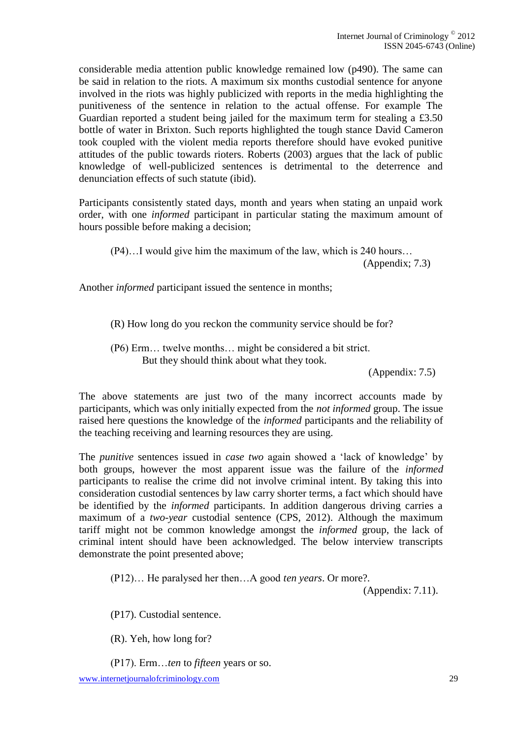considerable media attention public knowledge remained low (p490). The same can be said in relation to the riots. A maximum six months custodial sentence for anyone involved in the riots was highly publicized with reports in the media highlighting the punitiveness of the sentence in relation to the actual offense. For example The Guardian reported a student being jailed for the maximum term for stealing a £3.50 bottle of water in Brixton. Such reports highlighted the tough stance David Cameron took coupled with the violent media reports therefore should have evoked punitive attitudes of the public towards rioters. Roberts (2003) argues that the lack of public knowledge of well-publicized sentences is detrimental to the deterrence and denunciation effects of such statute (ibid).

Participants consistently stated days, month and years when stating an unpaid work order, with one *informed* participant in particular stating the maximum amount of hours possible before making a decision;

> (P4)…I would give him the maximum of the law, which is 240 hours…
> (Appendix; 7.3)

Another *informed* participant issued the sentence in months;

> (R) How long do you reckon the community service should be for?
>
> (P6) Erm… twelve months… might be considered a bit strict. But they should think about what they took.
> (Appendix: 7.5)

The above statements are just two of the many incorrect accounts made by participants, which was only initially expected from the *not informed* group. The issue raised here questions the knowledge of the *informed* participants and the reliability of the teaching receiving and learning resources they are using.

The *punitive* sentences issued in *case two* again showed a 'lack of knowledge' by both groups, however the most apparent issue was the failure of the *informed* participants to realise the crime did not involve criminal intent. By taking this into consideration custodial sentences by law carry shorter terms, a fact which should have be identified by the *informed* participants. In addition dangerous driving carries a maximum of a *two-year* custodial sentence (CPS, 2012). Although the maximum tariff might not be common knowledge amongst the *informed* group, the lack of criminal intent should have been acknowledged. The below interview transcripts demonstrate the point presented above;

> (P12)… He paralysed her then…A good *ten years*. Or more?.
> (Appendix: 7.11).
>
> (P17). Custodial sentence.
>
> (R). Yeh, how long for?
>
> (P17). Erm…*ten* to *fifteen* years or so.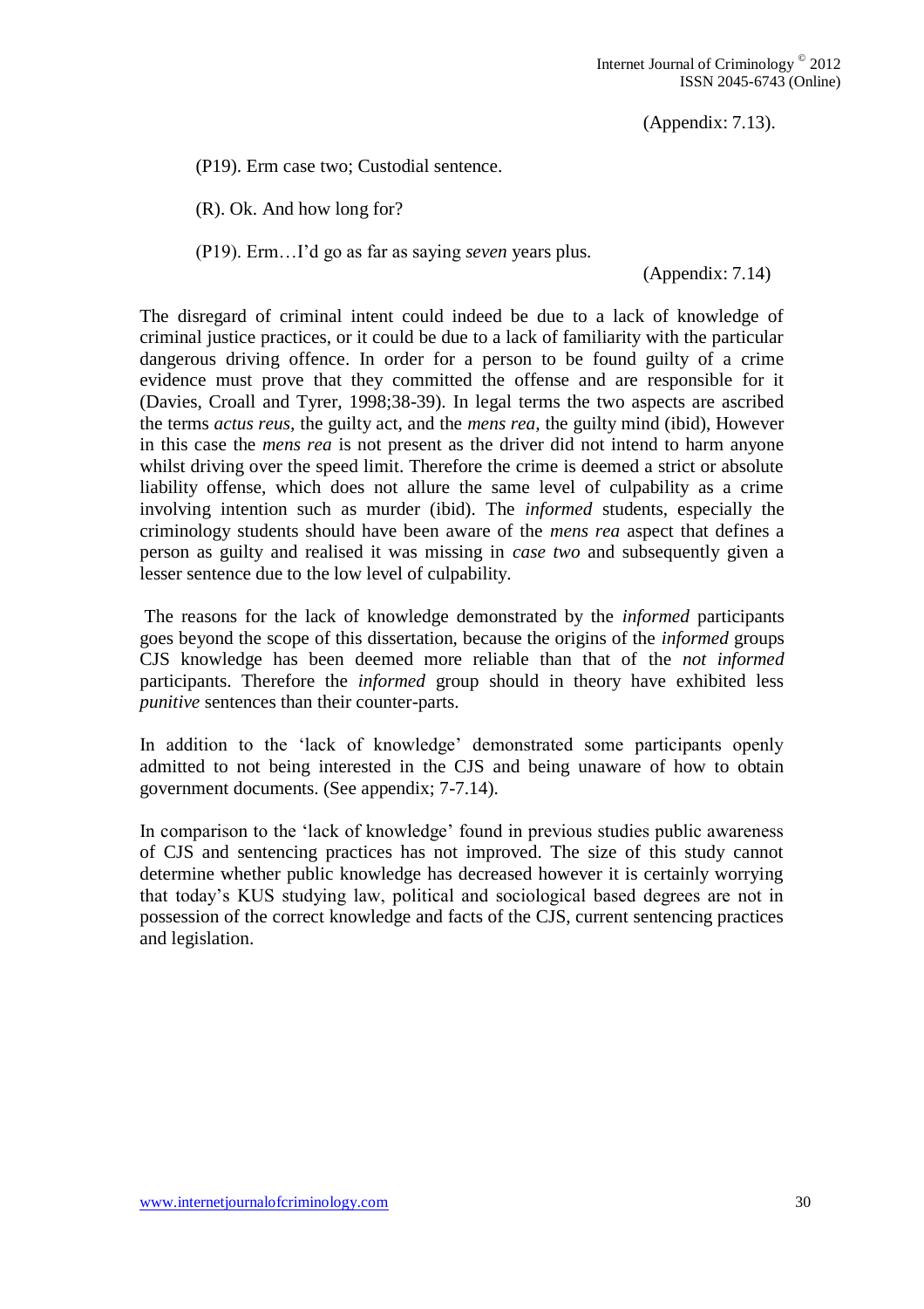(Appendix: 7.13).

(P19). Erm case two; Custodial sentence.

(R). Ok. And how long for?

(P19). Erm…I'd go as far as saying *seven* years plus.

(Appendix: 7.14)

The disregard of criminal intent could indeed be due to a lack of knowledge of criminal justice practices, or it could be due to a lack of familiarity with the particular dangerous driving offence. In order for a person to be found guilty of a crime evidence must prove that they committed the offense and are responsible for it (Davies, Croall and Tyrer, 1998;38-39). In legal terms the two aspects are ascribed the terms *actus reus*, the guilty act, and the *mens rea*, the guilty mind (ibid), However in this case the *mens rea* is not present as the driver did not intend to harm anyone whilst driving over the speed limit. Therefore the crime is deemed a strict or absolute liability offense, which does not allure the same level of culpability as a crime involving intention such as murder (ibid). The *informed* students, especially the criminology students should have been aware of the *mens rea* aspect that defines a person as guilty and realised it was missing in *case two* and subsequently given a lesser sentence due to the low level of culpability.

The reasons for the lack of knowledge demonstrated by the *informed* participants goes beyond the scope of this dissertation, because the origins of the *informed* groups CJS knowledge has been deemed more reliable than that of the *not informed* participants. Therefore the *informed* group should in theory have exhibited less *punitive* sentences than their counter-parts.

In addition to the 'lack of knowledge' demonstrated some participants openly admitted to not being interested in the CJS and being unaware of how to obtain government documents. (See appendix; 7-7.14).

In comparison to the 'lack of knowledge' found in previous studies public awareness of CJS and sentencing practices has not improved. The size of this study cannot determine whether public knowledge has decreased however it is certainly worrying that today's KUS studying law, political and sociological based degrees are not in possession of the correct knowledge and facts of the CJS, current sentencing practices and legislation.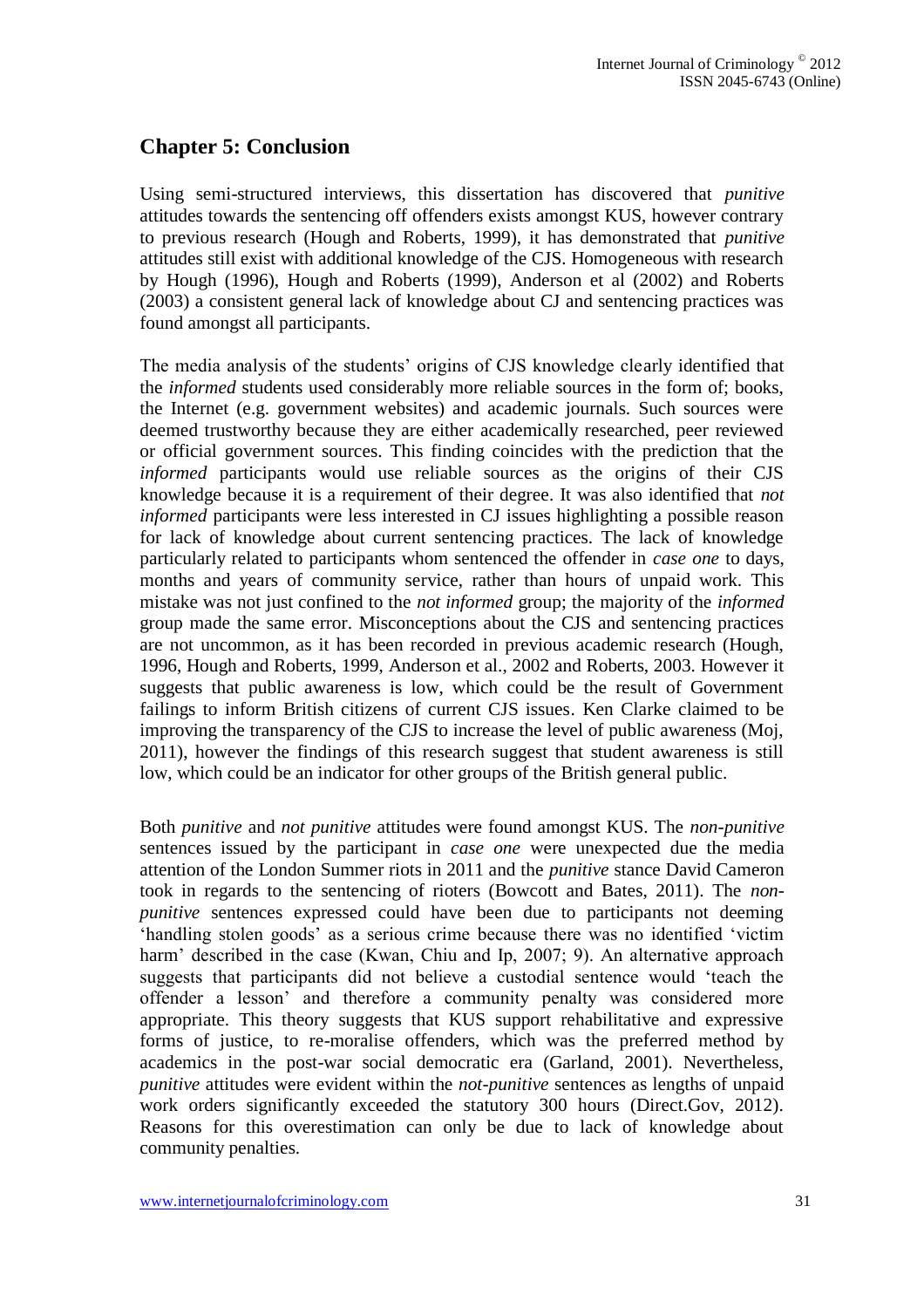## Chapter 5: Conclusion

Using semi-structured interviews, this dissertation has discovered that *punitive* attitudes towards the sentencing off offenders exists amongst KUS, however contrary to previous research (Hough and Roberts, 1999), it has demonstrated that *punitive* attitudes still exist with additional knowledge of the CJS. Homogeneous with research by Hough (1996), Hough and Roberts (1999), Anderson et al (2002) and Roberts (2003) a consistent general lack of knowledge about CJ and sentencing practices was found amongst all participants.

The media analysis of the students' origins of CJS knowledge clearly identified that the *informed* students used considerably more reliable sources in the form of; books, the Internet (e.g. government websites) and academic journals. Such sources were deemed trustworthy because they are either academically researched, peer reviewed or official government sources. This finding coincides with the prediction that the *informed* participants would use reliable sources as the origins of their CJS knowledge because it is a requirement of their degree. It was also identified that *not informed* participants were less interested in CJ issues highlighting a possible reason for lack of knowledge about current sentencing practices. The lack of knowledge particularly related to participants whom sentenced the offender in *case one* to days, months and years of community service, rather than hours of unpaid work. This mistake was not just confined to the *not informed* group; the majority of the *informed* group made the same error. Misconceptions about the CJS and sentencing practices are not uncommon, as it has been recorded in previous academic research (Hough, 1996, Hough and Roberts, 1999, Anderson et al., 2002 and Roberts, 2003. However it suggests that public awareness is low, which could be the result of Government failings to inform British citizens of current CJS issues. Ken Clarke claimed to be improving the transparency of the CJS to increase the level of public awareness (Moj, 2011), however the findings of this research suggest that student awareness is still low, which could be an indicator for other groups of the British general public.

Both *punitive* and *not punitive* attitudes were found amongst KUS. The *non-punitive* sentences issued by the participant in *case one* were unexpected due the media attention of the London Summer riots in 2011 and the *punitive* stance David Cameron took in regards to the sentencing of rioters (Bowcott and Bates, 2011). The *non-punitive* sentences expressed could have been due to participants not deeming 'handling stolen goods' as a serious crime because there was no identified 'victim harm' described in the case (Kwan, Chiu and Ip, 2007; 9). An alternative approach suggests that participants did not believe a custodial sentence would 'teach the offender a lesson' and therefore a community penalty was considered more appropriate. This theory suggests that KUS support rehabilitative and expressive forms of justice, to re-moralise offenders, which was the preferred method by academics in the post-war social democratic era (Garland, 2001). Nevertheless, *punitive* attitudes were evident within the *not-punitive* sentences as lengths of unpaid work orders significantly exceeded the statutory 300 hours (Direct.Gov, 2012). Reasons for this overestimation can only be due to lack of knowledge about community penalties.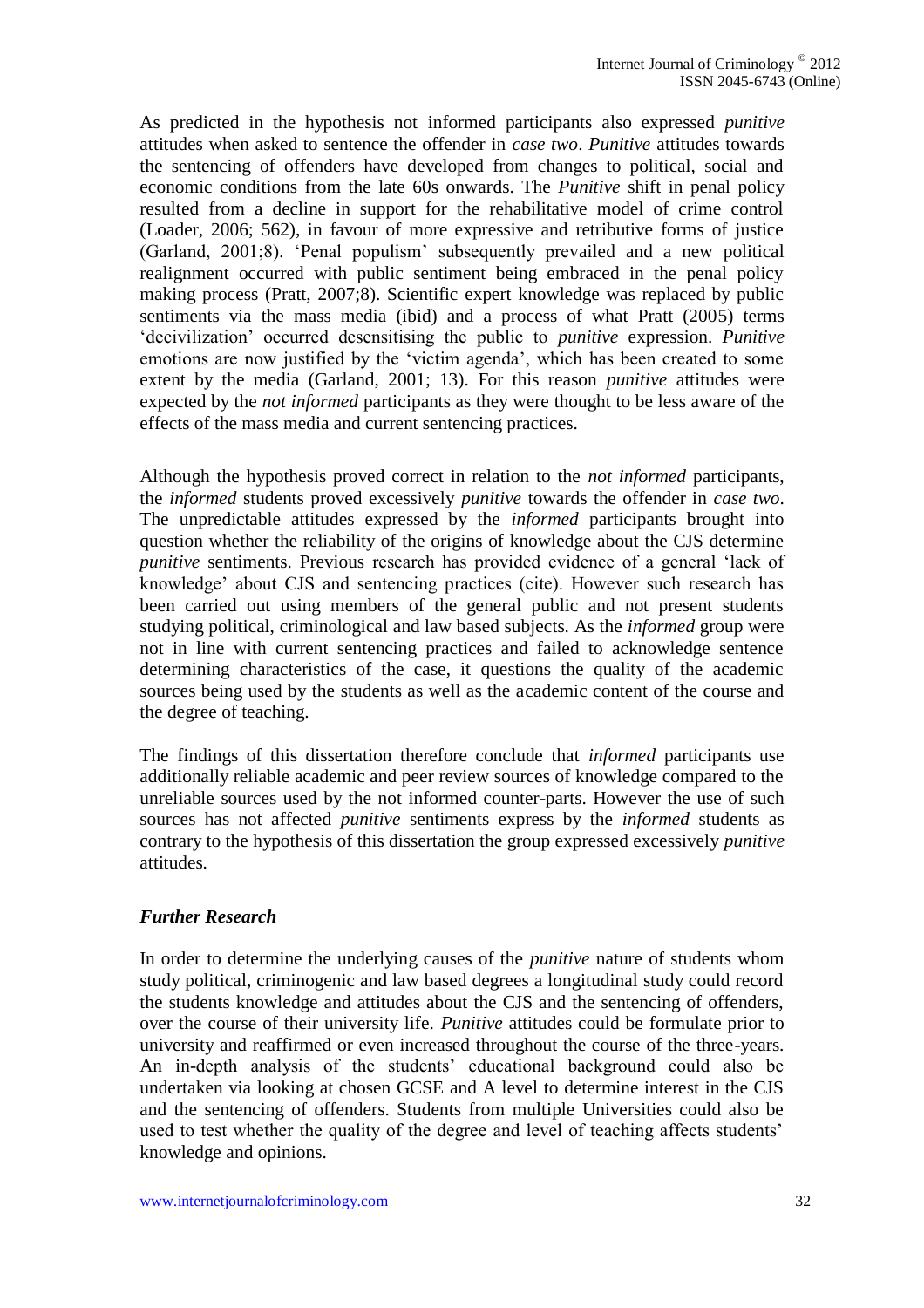As predicted in the hypothesis not informed participants also expressed *punitive* attitudes when asked to sentence the offender in *case two*. *Punitive* attitudes towards the sentencing of offenders have developed from changes to political, social and economic conditions from the late 60s onwards. The *Punitive* shift in penal policy resulted from a decline in support for the rehabilitative model of crime control (Loader, 2006; 562), in favour of more expressive and retributive forms of justice (Garland, 2001;8). 'Penal populism' subsequently prevailed and a new political realignment occurred with public sentiment being embraced in the penal policy making process (Pratt, 2007;8). Scientific expert knowledge was replaced by public sentiments via the mass media (ibid) and a process of what Pratt (2005) terms 'decivilization' occurred desensitising the public to *punitive* expression. *Punitive* emotions are now justified by the 'victim agenda', which has been created to some extent by the media (Garland, 2001; 13). For this reason *punitive* attitudes were expected by the *not informed* participants as they were thought to be less aware of the effects of the mass media and current sentencing practices.

Although the hypothesis proved correct in relation to the *not informed* participants, the *informed* students proved excessively *punitive* towards the offender in *case two*. The unpredictable attitudes expressed by the *informed* participants brought into question whether the reliability of the origins of knowledge about the CJS determine *punitive* sentiments. Previous research has provided evidence of a general 'lack of knowledge' about CJS and sentencing practices (cite). However such research has been carried out using members of the general public and not present students studying political, criminological and law based subjects. As the *informed* group were not in line with current sentencing practices and failed to acknowledge sentence determining characteristics of the case, it questions the quality of the academic sources being used by the students as well as the academic content of the course and the degree of teaching.

The findings of this dissertation therefore conclude that *informed* participants use additionally reliable academic and peer review sources of knowledge compared to the unreliable sources used by the not informed counter-parts. However the use of such sources has not affected *punitive* sentiments express by the *informed* students as contrary to the hypothesis of this dissertation the group expressed excessively *punitive* attitudes.

### ***Further Research***

In order to determine the underlying causes of the *punitive* nature of students whom study political, criminogenic and law based degrees a longitudinal study could record the students knowledge and attitudes about the CJS and the sentencing of offenders, over the course of their university life. *Punitive* attitudes could be formulate prior to university and reaffirmed or even increased throughout the course of the three-years. An in-depth analysis of the students' educational background could also be undertaken via looking at chosen GCSE and A level to determine interest in the CJS and the sentencing of offenders. Students from multiple Universities could also be used to test whether the quality of the degree and level of teaching affects students' knowledge and opinions.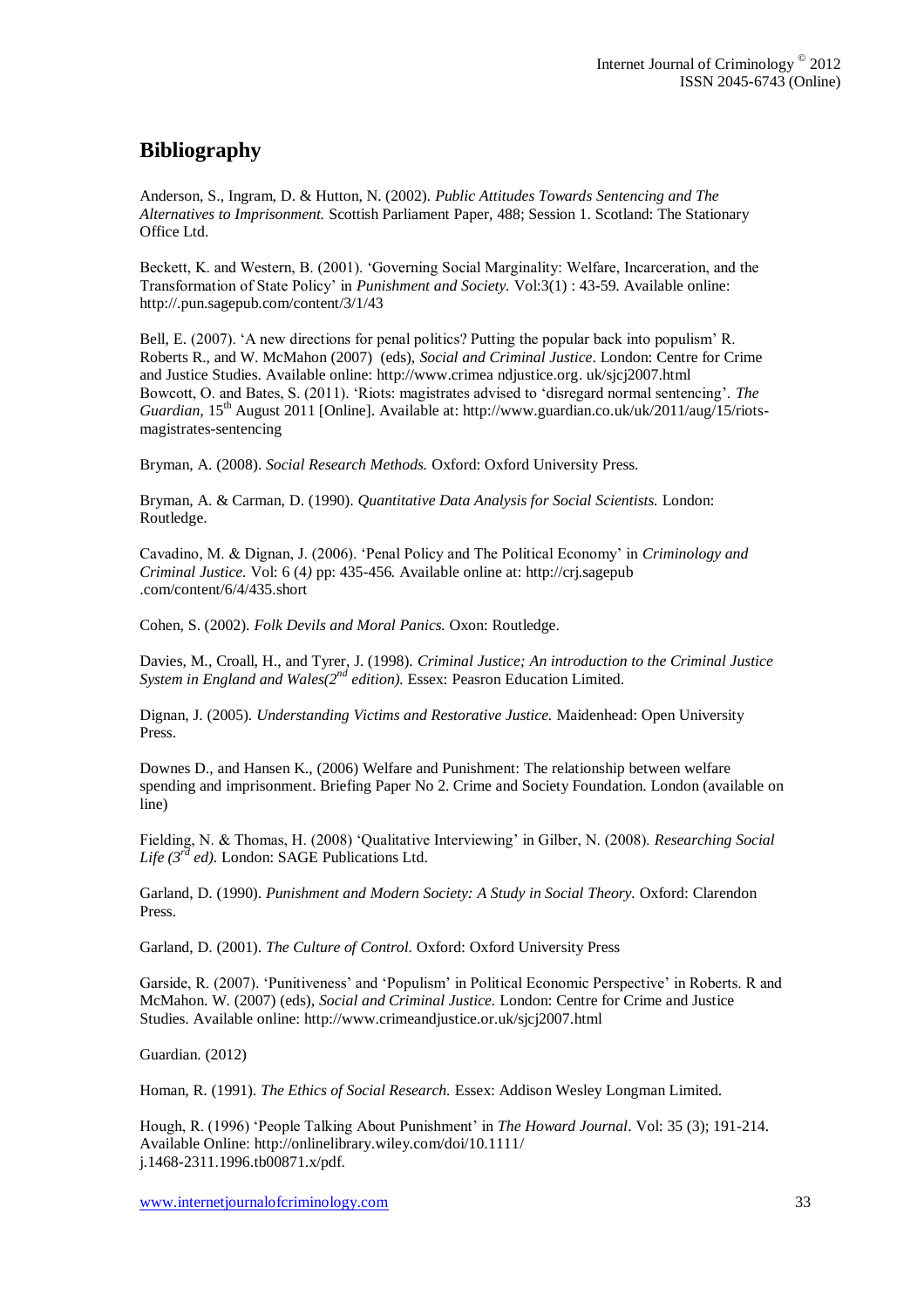## Bibliography

Anderson, S., Ingram, D. & Hutton, N. (2002). *Public Attitudes Towards Sentencing and The Alternatives to Imprisonment.* Scottish Parliament Paper, 488; Session 1. Scotland: The Stationary Office Ltd.

Beckett, K. and Western, B. (2001). 'Governing Social Marginality: Welfare, Incarceration, and the Transformation of State Policy' in *Punishment and Society.* Vol:3(1) : 43-59. Available online: http://.pun.sagepub.com/content/3/1/43

Bell, E. (2007). 'A new directions for penal politics? Putting the popular back into populism' R. Roberts R., and W. McMahon (2007) (eds), *Social and Criminal Justice*. London: Centre for Crime and Justice Studies. Available online: http://www.crimea ndjustice.org. uk/sjcj2007.html

Bowcott, O. and Bates, S. (2011). 'Riots: magistrates advised to 'disregard normal sentencing'. *The Guardian,* 15th August 2011 [Online]. Available at: http://www.guardian.co.uk/uk/2011/aug/15/riots-magistrates-sentencing

Bryman, A. (2008). *Social Research Methods.* Oxford: Oxford University Press.

Bryman, A. & Carman, D. (1990). *Quantitative Data Analysis for Social Scientists.* London: Routledge.

Cavadino, M. & Dignan, J. (2006). 'Penal Policy and The Political Economy' in *Criminology and Criminal Justice.* Vol: 6 (4) pp: 435-456. Available online at: http://crj.sagepub .com/content/6/4/435.short

Cohen, S. (2002). *Folk Devils and Moral Panics.* Oxon: Routledge.

Davies, M., Croall, H., and Tyrer, J. (1998). *Criminal Justice; An introduction to the Criminal Justice System in England and Wales(2nd edition).* Essex: Peasron Education Limited.

Dignan, J. (2005). *Understanding Victims and Restorative Justice.* Maidenhead: Open University Press.

Downes D., and Hansen K., (2006) Welfare and Punishment: The relationship between welfare spending and imprisonment. Briefing Paper No 2. Crime and Society Foundation. London (available on line)

Fielding, N. & Thomas, H. (2008) 'Qualitative Interviewing' in Gilber, N. (2008). *Researching Social Life (3rd ed).* London: SAGE Publications Ltd.

Garland, D. (1990). *Punishment and Modern Society: A Study in Social Theory.* Oxford: Clarendon Press.

Garland, D. (2001). *The Culture of Control.* Oxford: Oxford University Press

Garside, R. (2007). 'Punitiveness' and 'Populism' in Political Economic Perspective' in Roberts. R and McMahon. W. (2007) (eds), *Social and Criminal Justice.* London: Centre for Crime and Justice Studies. Available online: http://www.crimeandjustice.or.uk/sjcj2007.html

Guardian. (2012)

Homan, R. (1991). *The Ethics of Social Research.* Essex: Addison Wesley Longman Limited.

Hough, R. (1996) 'People Talking About Punishment' in *The Howard Journal*. Vol: 35 (3); 191-214. Available Online: http://onlinelibrary.wiley.com/doi/10.1111/ j.1468-2311.1996.tb00871.x/pdf.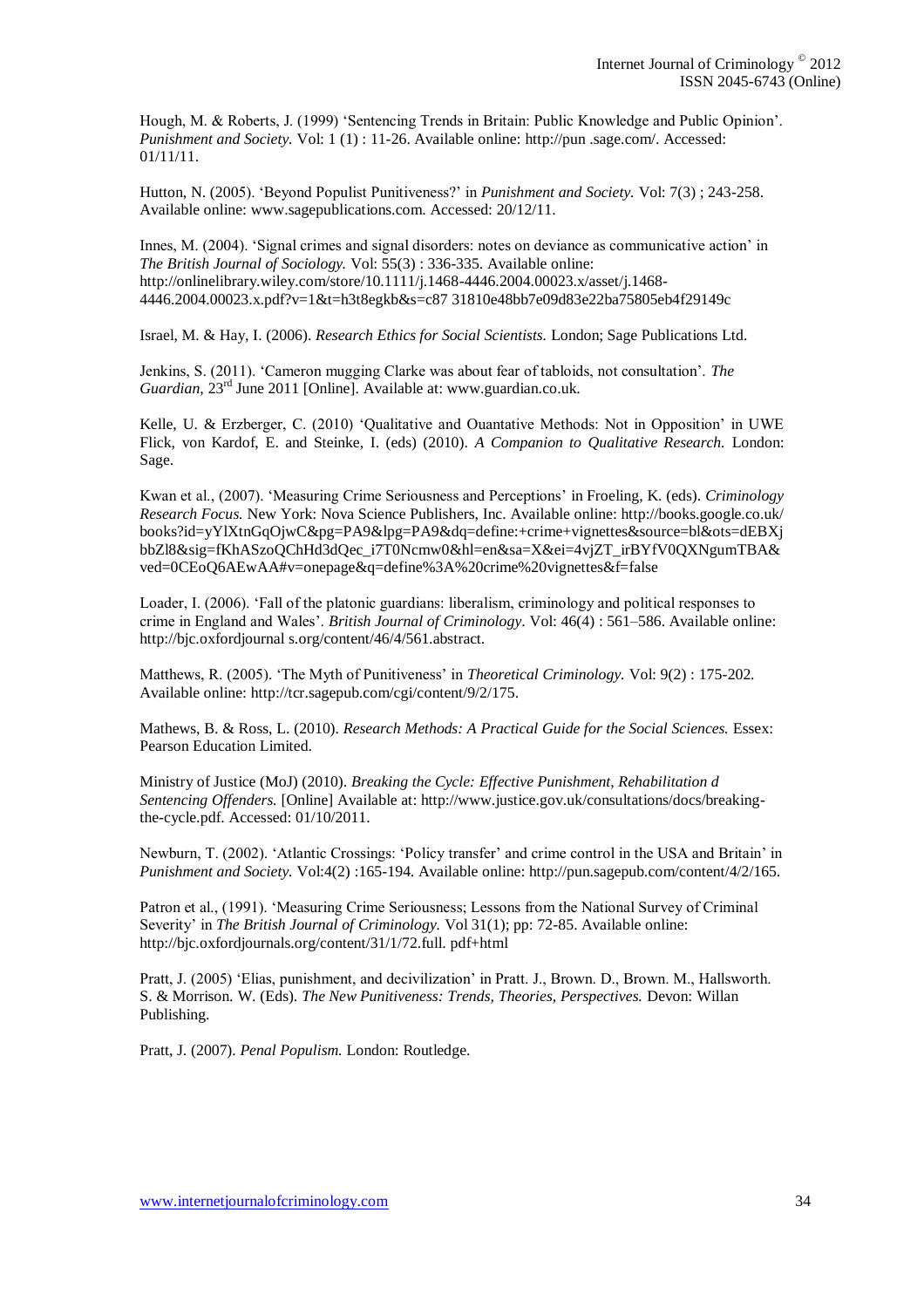Hough, M. & Roberts, J. (1999) 'Sentencing Trends in Britain: Public Knowledge and Public Opinion'. *Punishment and Society.* Vol: 1 (1) : 11-26. Available online: http://pun .sage.com/. Accessed: 01/11/11.

Hutton, N. (2005). 'Beyond Populist Punitiveness?' in *Punishment and Society.* Vol: 7(3) ; 243-258. Available online: www.sagepublications.com. Accessed: 20/12/11.

Innes, M. (2004). 'Signal crimes and signal disorders: notes on deviance as communicative action' in *The British Journal of Sociology.* Vol: 55(3) : 336-335. Available online: http://onlinelibrary.wiley.com/store/10.1111/j.1468-4446.2004.00023.x/asset/j.1468-4446.2004.00023.x.pdf?v=1&t=h3t8egkb&s=c87 31810e48bb7e09d83e22ba75805eb4f29149c

Israel, M. & Hay, I. (2006). *Research Ethics for Social Scientists.* London; Sage Publications Ltd.

Jenkins, S. (2011). 'Cameron mugging Clarke was about fear of tabloids, not consultation'. *The Guardian,* 23rd June 2011 [Online]. Available at: www.guardian.co.uk.

Kelle, U. & Erzberger, C. (2010) 'Qualitative and Ouantative Methods: Not in Opposition' in UWE Flick, von Kardof, E. and Steinke, I. (eds) (2010). *A Companion to Qualitative Research.* London: Sage.

Kwan et al., (2007). 'Measuring Crime Seriousness and Perceptions' in Froeling, K. (eds). *Criminology Research Focus.* New York: Nova Science Publishers, Inc. Available online: http://books.google.co.uk/books?id=yYlXtnGqOjwC&pg=PA9&lpg=PA9&dq=define:+crime+vignettes&source=bl&ots=dEBXjbbZl8&sig=fKhASzoQChHd3dQec_i7T0Ncmw0&hl=en&sa=X&ei=4vjZT_irBYfV0QXNgumTBA&ved=0CEoQ6AEwAA#v=onepage&q=define%3A%20crime%20vignettes&f=false

Loader, I. (2006). 'Fall of the platonic guardians: liberalism, criminology and political responses to crime in England and Wales'. *British Journal of Criminology.* Vol: 46(4) : 561–586. Available online: http://bjc.oxfordjournal s.org/content/46/4/561.abstract.

Matthews, R. (2005). 'The Myth of Punitiveness' in *Theoretical Criminology.* Vol: 9(2) : 175-202. Available online: http://tcr.sagepub.com/cgi/content/9/2/175.

Mathews, B. & Ross, L. (2010). *Research Methods: A Practical Guide for the Social Sciences.* Essex: Pearson Education Limited.

Ministry of Justice (MoJ) (2010). *Breaking the Cycle: Effective Punishment, Rehabilitation d Sentencing Offenders.* [Online] Available at: http://www.justice.gov.uk/consultations/docs/breaking-the-cycle.pdf. Accessed: 01/10/2011.

Newburn, T. (2002). 'Atlantic Crossings: 'Policy transfer' and crime control in the USA and Britain' in *Punishment and Society.* Vol:4(2) :165-194. Available online: http://pun.sagepub.com/content/4/2/165.

Patron et al., (1991). 'Measuring Crime Seriousness; Lessons from the National Survey of Criminal Severity' in *The British Journal of Criminology.* Vol 31(1); pp: 72-85. Available online: http://bjc.oxfordjournals.org/content/31/1/72.full. pdf+html

Pratt, J. (2005) 'Elias, punishment, and decivilization' in Pratt. J., Brown. D., Brown. M., Hallsworth. S. & Morrison. W. (Eds). *The New Punitiveness: Trends, Theories, Perspectives.* Devon: Willan Publishing.

Pratt, J. (2007). *Penal Populism.* London: Routledge.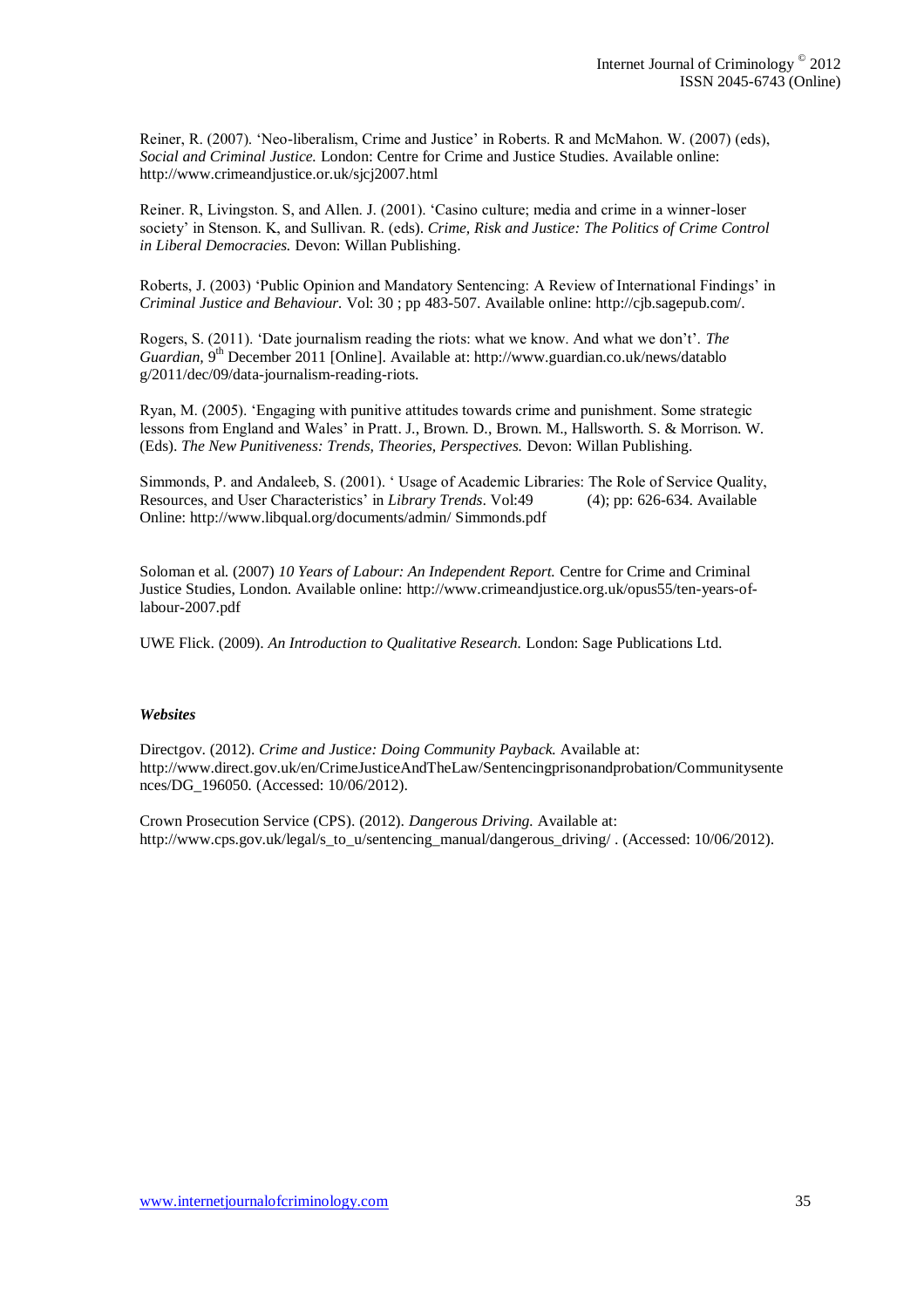Reiner, R. (2007). 'Neo-liberalism, Crime and Justice' in Roberts. R and McMahon. W. (2007) (eds), *Social and Criminal Justice.* London: Centre for Crime and Justice Studies. Available online: http://www.crimeandjustice.or.uk/sjcj2007.html

Reiner. R, Livingston. S, and Allen. J. (2001). 'Casino culture; media and crime in a winner-loser society' in Stenson. K, and Sullivan. R. (eds). *Crime, Risk and Justice: The Politics of Crime Control in Liberal Democracies.* Devon: Willan Publishing.

Roberts, J. (2003) 'Public Opinion and Mandatory Sentencing: A Review of International Findings' in *Criminal Justice and Behaviour.* Vol: 30 ; pp 483-507. Available online: http://cjb.sagepub.com/.

Rogers, S. (2011). 'Date journalism reading the riots: what we know. And what we don't'. *The Guardian,* 9th December 2011 [Online]. Available at: http://www.guardian.co.uk/news/datablo g/2011/dec/09/data-journalism-reading-riots.

Ryan, M. (2005). 'Engaging with punitive attitudes towards crime and punishment. Some strategic lessons from England and Wales' in Pratt. J., Brown. D., Brown. M., Hallsworth. S. & Morrison. W. (Eds). *The New Punitiveness: Trends, Theories, Perspectives.* Devon: Willan Publishing.

Simmonds, P. and Andaleeb, S. (2001). ' Usage of Academic Libraries: The Role of Service Quality, Resources, and User Characteristics' in *Library Trends*. Vol:49 (4); pp: 626-634. Available Online: http://www.libqual.org/documents/admin/ Simmonds.pdf

Soloman et al. (2007) *10 Years of Labour: An Independent Report.* Centre for Crime and Criminal Justice Studies, London. Available online: http://www.crimeandjustice.org.uk/opus55/ten-years-of-labour-2007.pdf

UWE Flick. (2009). *An Introduction to Qualitative Research.* London: Sage Publications Ltd.

### *Websites*

Directgov. (2012). *Crime and Justice: Doing Community Payback.* Available at: http://www.direct.gov.uk/en/CrimeJusticeAndTheLaw/Sentencingprisonandprobation/Communitysentences/DG_196050. (Accessed: 10/06/2012).

Crown Prosecution Service (CPS). (2012). *Dangerous Driving.* Available at: http://www.cps.gov.uk/legal/s_to_u/sentencing_manual/dangerous_driving/ . (Accessed: 10/06/2012).